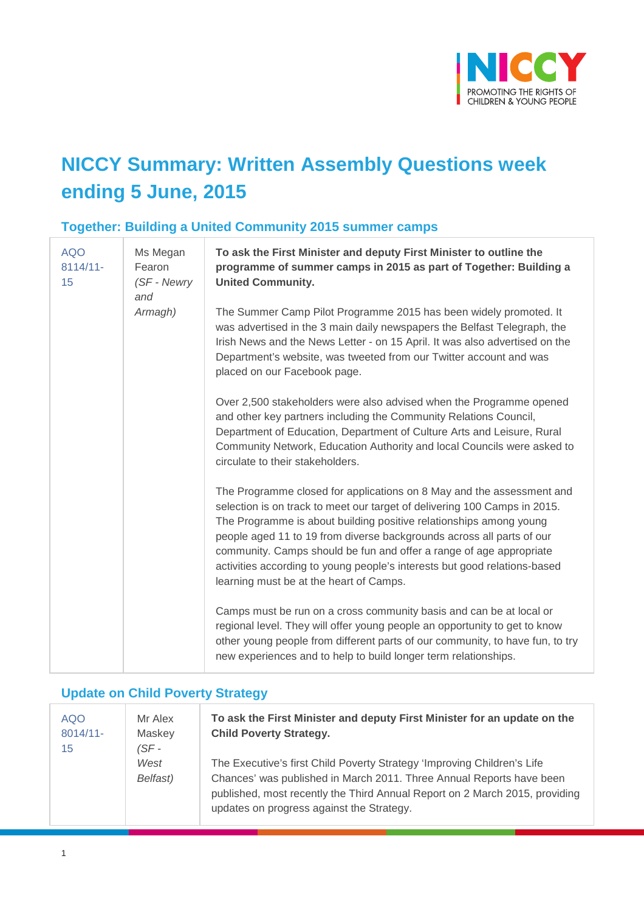# NICCY Summary: Written Assembly Questions week ending 5 June, 2015

## Together: Building a United Community 2015 summer camps

| | | |
|---|---|---|
| AQO 8114/11-15 | Ms Megan Fearon *(SF - Newry and Armagh)* | **To ask the First Minister and deputy First Minister to outline the programme of summer camps in 2015 as part of Together: Building a United Community.**<br><br>The Summer Camp Pilot Programme 2015 has been widely promoted. It was advertised in the 3 main daily newspapers the Belfast Telegraph, the Irish News and the News Letter - on 15 April. It was also advertised on the Department's website, was tweeted from our Twitter account and was placed on our Facebook page.<br><br>Over 2,500 stakeholders were also advised when the Programme opened and other key partners including the Community Relations Council, Department of Education, Department of Culture Arts and Leisure, Rural Community Network, Education Authority and local Councils were asked to circulate to their stakeholders.<br><br>The Programme closed for applications on 8 May and the assessment and selection is on track to meet our target of delivering 100 Camps in 2015. The Programme is about building positive relationships among young people aged 11 to 19 from diverse backgrounds across all parts of our community. Camps should be fun and offer a range of age appropriate activities according to young people's interests but good relations-based learning must be at the heart of Camps.<br><br>Camps must be run on a cross community basis and can be at local or regional level. They will offer young people an opportunity to get to know other young people from different parts of our community, to have fun, to try new experiences and to help to build longer term relationships. |

## Update on Child Poverty Strategy

| | | |
|---|---|---|
| AQO 8014/11-15 | Mr Alex Maskey *(SF - West Belfast)* | **To ask the First Minister and deputy First Minister for an update on the Child Poverty Strategy.**<br><br>The Executive's first Child Poverty Strategy 'Improving Children's Life Chances' was published in March 2011. Three Annual Reports have been published, most recently the Third Annual Report on 2 March 2015, providing updates on progress against the Strategy. |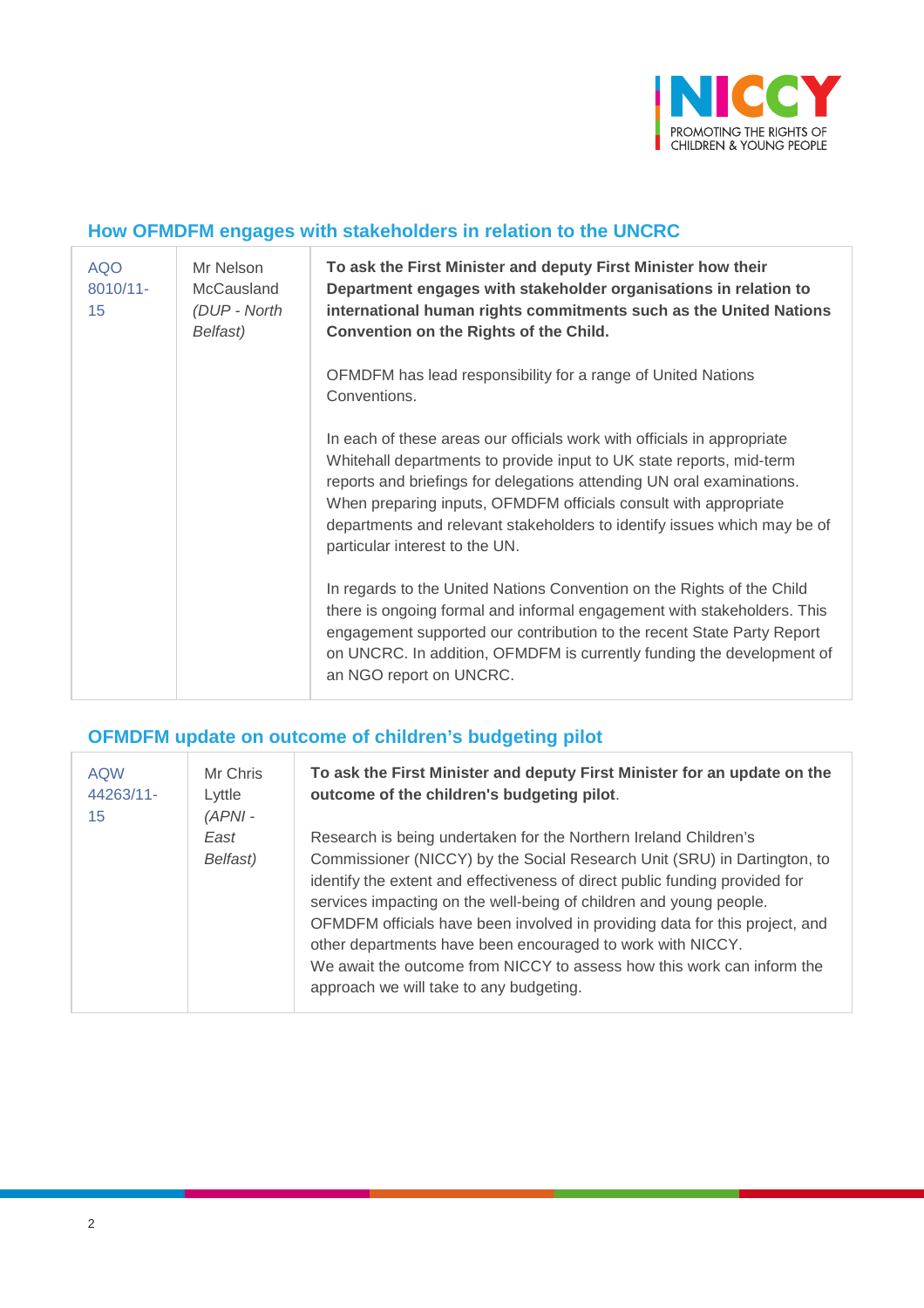## How OFMDFM engages with stakeholders in relation to the UNCRC

| | | |
|---|---|---|
| AQO 8010/11-15 | Mr Nelson McCausland *(DUP - North Belfast)* | **To ask the First Minister and deputy First Minister how their Department engages with stakeholder organisations in relation to international human rights commitments such as the United Nations Convention on the Rights of the Child.**<br><br>OFMDFM has lead responsibility for a range of United Nations Conventions.<br><br>In each of these areas our officials work with officials in appropriate Whitehall departments to provide input to UK state reports, mid-term reports and briefings for delegations attending UN oral examinations. When preparing inputs, OFMDFM officials consult with appropriate departments and relevant stakeholders to identify issues which may be of particular interest to the UN.<br><br>In regards to the United Nations Convention on the Rights of the Child there is ongoing formal and informal engagement with stakeholders. This engagement supported our contribution to the recent State Party Report on UNCRC. In addition, OFMDFM is currently funding the development of an NGO report on UNCRC. |

## OFMDFM update on outcome of children's budgeting pilot

| | | |
|---|---|---|
| AQW 44263/11-15 | Mr Chris Lyttle *(APNI - East Belfast)* | **To ask the First Minister and deputy First Minister for an update on the outcome of the children's budgeting pilot**.<br><br>Research is being undertaken for the Northern Ireland Children's Commissioner (NICCY) by the Social Research Unit (SRU) in Dartington, to identify the extent and effectiveness of direct public funding provided for services impacting on the well-being of children and young people. OFMDFM officials have been involved in providing data for this project, and other departments have been encouraged to work with NICCY.<br>We await the outcome from NICCY to assess how this work can inform the approach we will take to any budgeting. |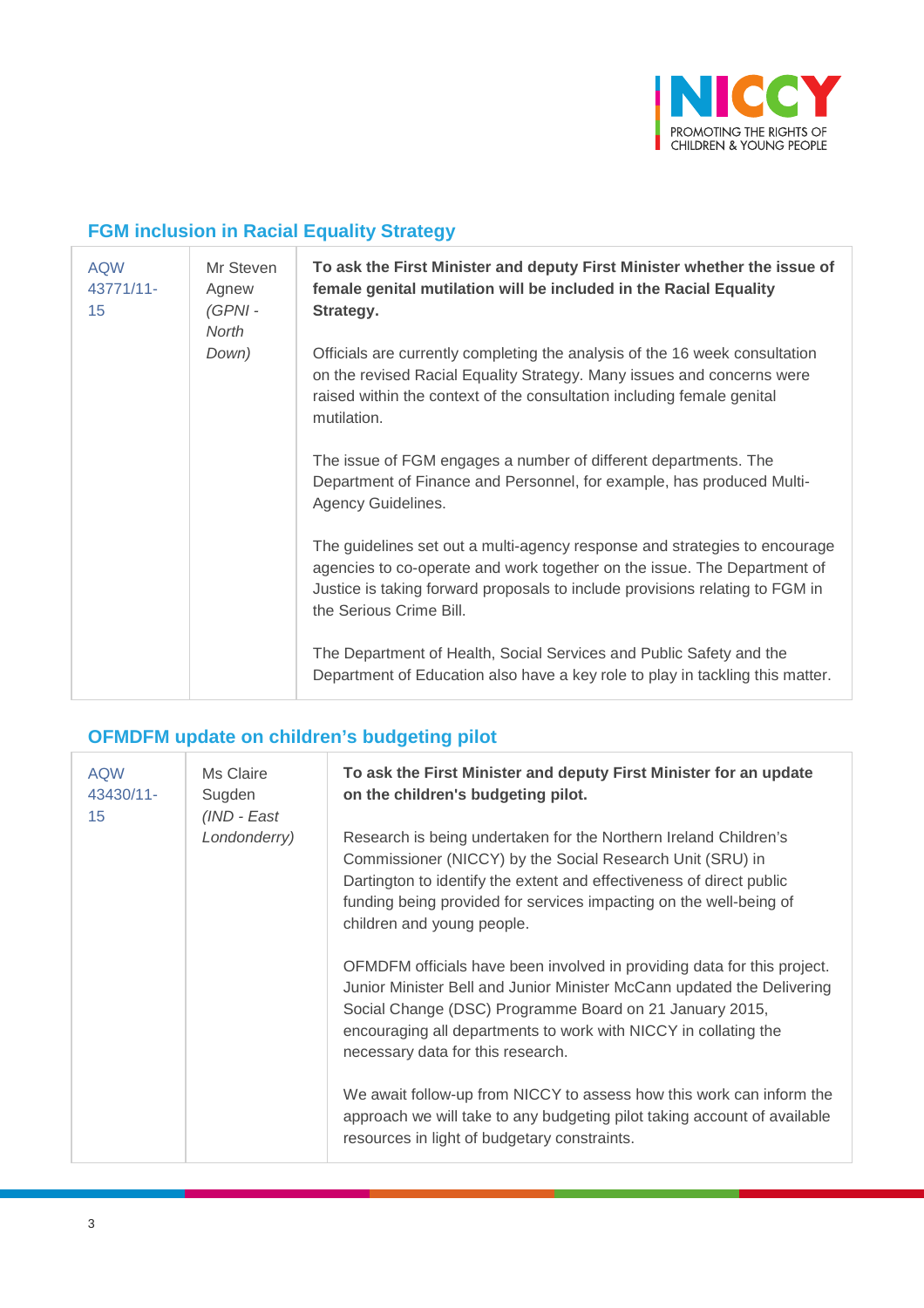## FGM inclusion in Racial Equality Strategy

| | | |
|---|---|---|
| AQW 43771/11-15 | Mr Steven Agnew *(GPNI - North Down)* | **To ask the First Minister and deputy First Minister whether the issue of female genital mutilation will be included in the Racial Equality Strategy.**<br><br>Officials are currently completing the analysis of the 16 week consultation on the revised Racial Equality Strategy. Many issues and concerns were raised within the context of the consultation including female genital mutilation.<br><br>The issue of FGM engages a number of different departments. The Department of Finance and Personnel, for example, has produced Multi-Agency Guidelines.<br><br>The guidelines set out a multi-agency response and strategies to encourage agencies to co-operate and work together on the issue. The Department of Justice is taking forward proposals to include provisions relating to FGM in the Serious Crime Bill.<br><br>The Department of Health, Social Services and Public Safety and the Department of Education also have a key role to play in tackling this matter. |

## OFMDFM update on children's budgeting pilot

| | | |
|---|---|---|
| AQW 43430/11-15 | Ms Claire Sugden *(IND - East Londonderry)* | **To ask the First Minister and deputy First Minister for an update on the children's budgeting pilot.**<br><br>Research is being undertaken for the Northern Ireland Children's Commissioner (NICCY) by the Social Research Unit (SRU) in Dartington to identify the extent and effectiveness of direct public funding being provided for services impacting on the well-being of children and young people.<br><br>OFMDFM officials have been involved in providing data for this project. Junior Minister Bell and Junior Minister McCann updated the Delivering Social Change (DSC) Programme Board on 21 January 2015, encouraging all departments to work with NICCY in collating the necessary data for this research.<br><br>We await follow-up from NICCY to assess how this work can inform the approach we will take to any budgeting pilot taking account of available resources in light of budgetary constraints. |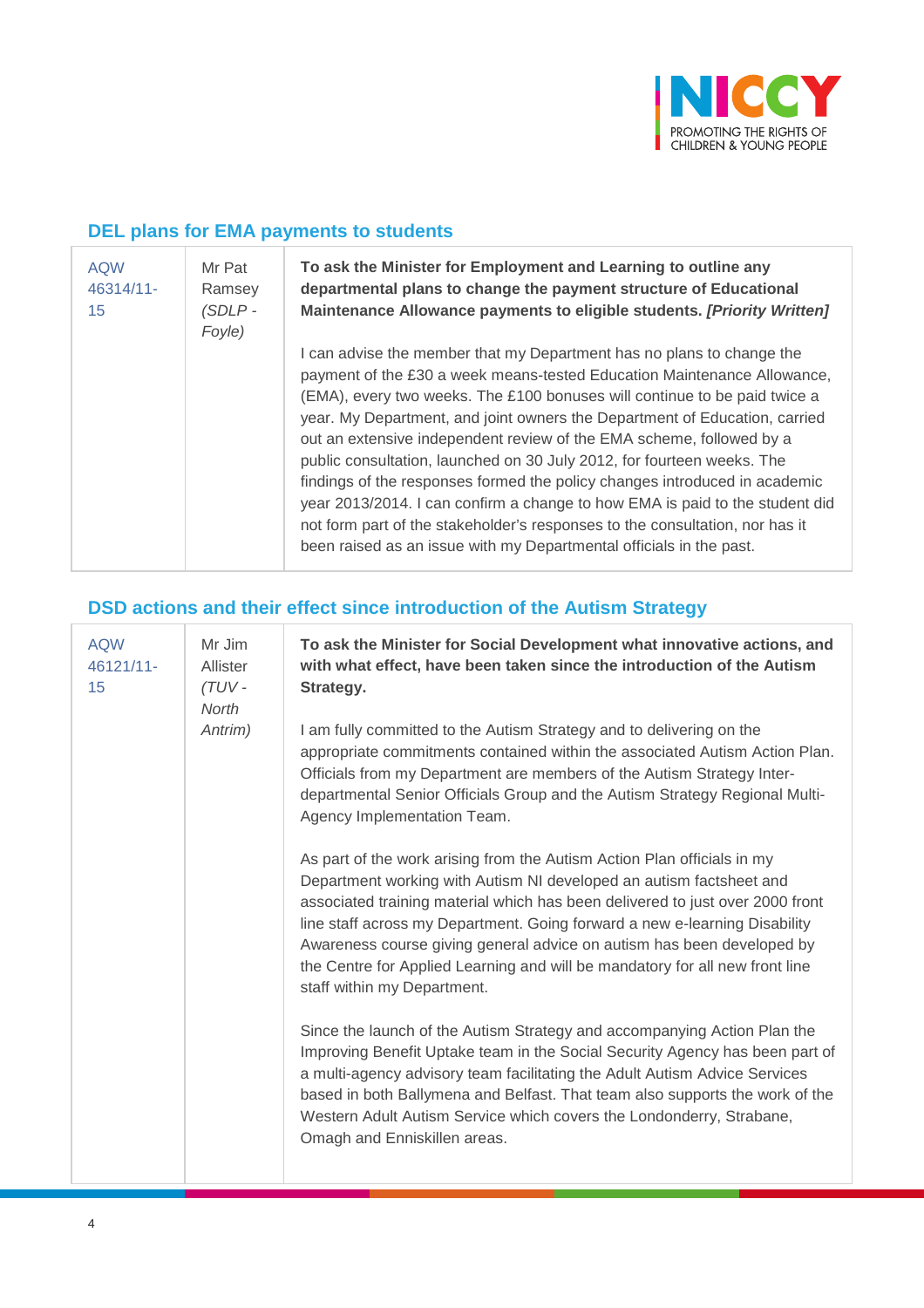## DEL plans for EMA payments to students

| | | |
|---|---|---|
| AQW 46314/11-15 | Mr Pat Ramsey *(SDLP - Foyle)* | **To ask the Minister for Employment and Learning to outline any departmental plans to change the payment structure of Educational Maintenance Allowance payments to eligible students. *[Priority Written]***<br><br>I can advise the member that my Department has no plans to change the payment of the £30 a week means-tested Education Maintenance Allowance, (EMA), every two weeks. The £100 bonuses will continue to be paid twice a year. My Department, and joint owners the Department of Education, carried out an extensive independent review of the EMA scheme, followed by a public consultation, launched on 30 July 2012, for fourteen weeks. The findings of the responses formed the policy changes introduced in academic year 2013/2014. I can confirm a change to how EMA is paid to the student did not form part of the stakeholder's responses to the consultation, nor has it been raised as an issue with my Departmental officials in the past. |

## DSD actions and their effect since introduction of the Autism Strategy

| | | |
|---|---|---|
| AQW 46121/11-15 | Mr Jim Allister *(TUV - North Antrim)* | **To ask the Minister for Social Development what innovative actions, and with what effect, have been taken since the introduction of the Autism Strategy.**<br><br>I am fully committed to the Autism Strategy and to delivering on the appropriate commitments contained within the associated Autism Action Plan. Officials from my Department are members of the Autism Strategy Inter-departmental Senior Officials Group and the Autism Strategy Regional Multi-Agency Implementation Team.<br><br>As part of the work arising from the Autism Action Plan officials in my Department working with Autism NI developed an autism factsheet and associated training material which has been delivered to just over 2000 front line staff across my Department. Going forward a new e-learning Disability Awareness course giving general advice on autism has been developed by the Centre for Applied Learning and will be mandatory for all new front line staff within my Department.<br><br>Since the launch of the Autism Strategy and accompanying Action Plan the Improving Benefit Uptake team in the Social Security Agency has been part of a multi-agency advisory team facilitating the Adult Autism Advice Services based in both Ballymena and Belfast. That team also supports the work of the Western Adult Autism Service which covers the Londonderry, Strabane, Omagh and Enniskillen areas. |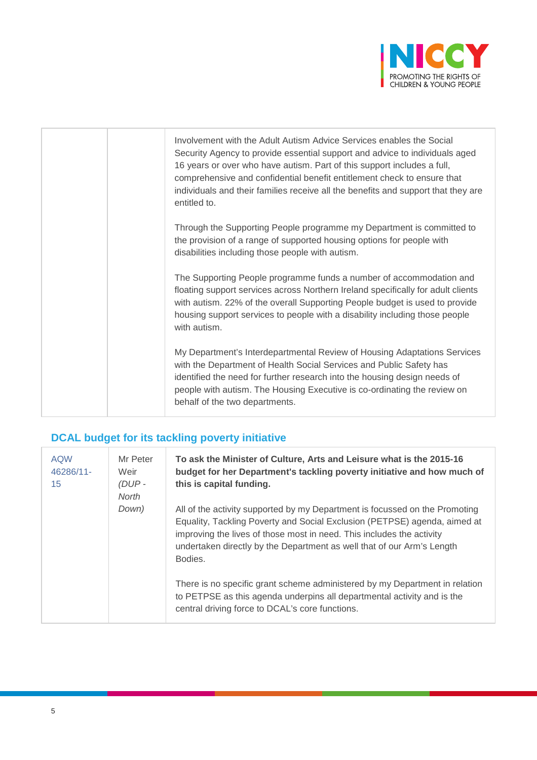| | | |
|---|---|---|
| | | Involvement with the Adult Autism Advice Services enables the Social Security Agency to provide essential support and advice to individuals aged 16 years or over who have autism. Part of this support includes a full, comprehensive and confidential benefit entitlement check to ensure that individuals and their families receive all the benefits and support that they are entitled to.<br><br>Through the Supporting People programme my Department is committed to the provision of a range of supported housing options for people with disabilities including those people with autism.<br><br>The Supporting People programme funds a number of accommodation and floating support services across Northern Ireland specifically for adult clients with autism. 22% of the overall Supporting People budget is used to provide housing support services to people with a disability including those people with autism.<br><br>My Department's Interdepartmental Review of Housing Adaptations Services with the Department of Health Social Services and Public Safety has identified the need for further research into the housing design needs of people with autism. The Housing Executive is co-ordinating the review on behalf of the two departments. |

## DCAL budget for its tackling poverty initiative

| | | |
|---|---|---|
| AQW 46286/11-15 | Mr Peter Weir *(DUP - North Down)* | **To ask the Minister of Culture, Arts and Leisure what is the 2015-16 budget for her Department's tackling poverty initiative and how much of this is capital funding.**<br><br>All of the activity supported by my Department is focussed on the Promoting Equality, Tackling Poverty and Social Exclusion (PETPSE) agenda, aimed at improving the lives of those most in need. This includes the activity undertaken directly by the Department as well that of our Arm's Length Bodies.<br><br>There is no specific grant scheme administered by my Department in relation to PETPSE as this agenda underpins all departmental activity and is the central driving force to DCAL's core functions. |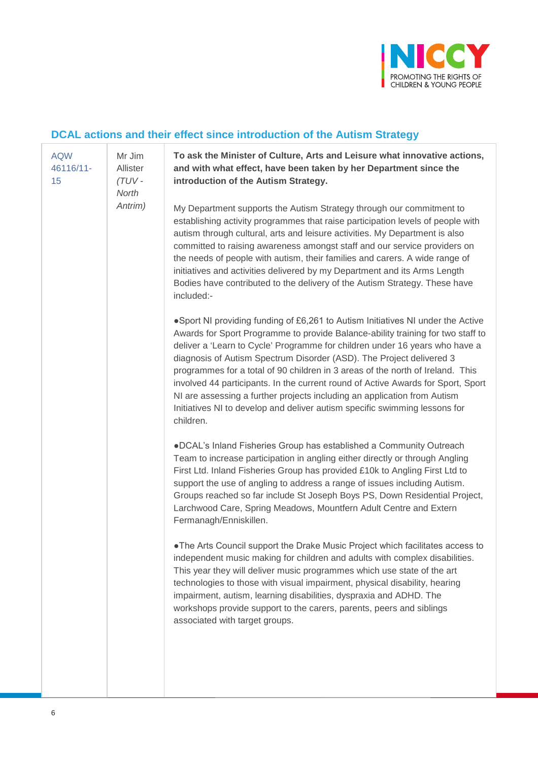## DCAL actions and their effect since introduction of the Autism Strategy

| | | |
|---|---|---|
| AQW 46116/11-15 | Mr Jim Allister *(TUV - North Antrim)* | **To ask the Minister of Culture, Arts and Leisure what innovative actions, and with what effect, have been taken by her Department since the introduction of the Autism Strategy.**<br><br>My Department supports the Autism Strategy through our commitment to establishing activity programmes that raise participation levels of people with autism through cultural, arts and leisure activities. My Department is also committed to raising awareness amongst staff and our service providers on the needs of people with autism, their families and carers. A wide range of initiatives and activities delivered by my Department and its Arms Length Bodies have contributed to the delivery of the Autism Strategy. These have included:-<br><br>●Sport NI providing funding of £6,261 to Autism Initiatives NI under the Active Awards for Sport Programme to provide Balance-ability training for two staff to deliver a 'Learn to Cycle' Programme for children under 16 years who have a diagnosis of Autism Spectrum Disorder (ASD). The Project delivered 3 programmes for a total of 90 children in 3 areas of the north of Ireland. This involved 44 participants. In the current round of Active Awards for Sport, Sport NI are assessing a further projects including an application from Autism Initiatives NI to develop and deliver autism specific swimming lessons for children.<br><br>●DCAL's Inland Fisheries Group has established a Community Outreach Team to increase participation in angling either directly or through Angling First Ltd. Inland Fisheries Group has provided £10k to Angling First Ltd to support the use of angling to address a range of issues including Autism. Groups reached so far include St Joseph Boys PS, Down Residential Project, Larchwood Care, Spring Meadows, Mountfern Adult Centre and Extern Fermanagh/Enniskillen.<br><br>●The Arts Council support the Drake Music Project which facilitates access to independent music making for children and adults with complex disabilities. This year they will deliver music programmes which use state of the art technologies to those with visual impairment, physical disability, hearing impairment, autism, learning disabilities, dyspraxia and ADHD. The workshops provide support to the carers, parents, peers and siblings associated with target groups. |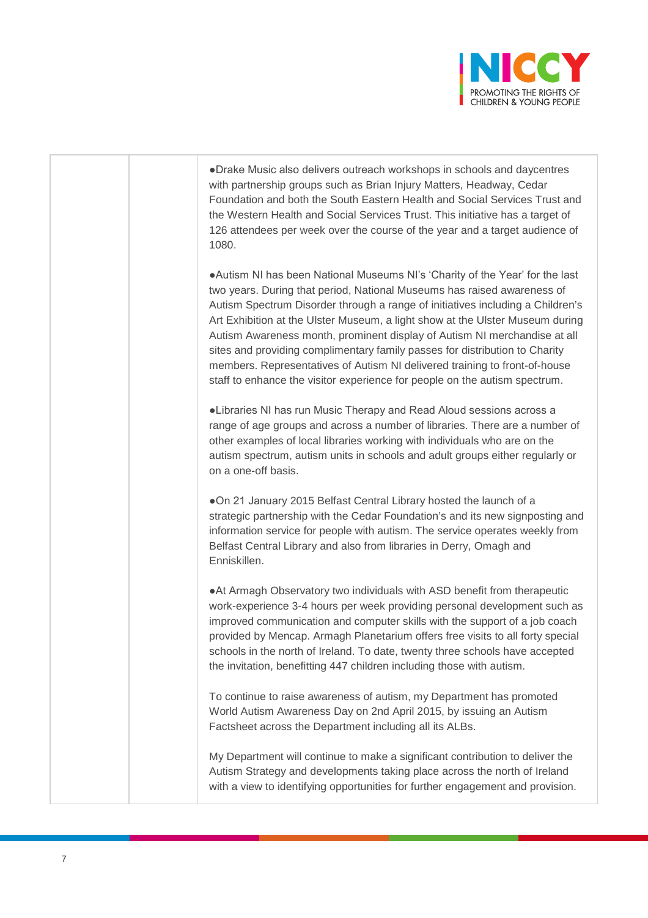| | | |
|---|---|---|
| | | ●Drake Music also delivers outreach workshops in schools and daycentres with partnership groups such as Brian Injury Matters, Headway, Cedar Foundation and both the South Eastern Health and Social Services Trust and the Western Health and Social Services Trust. This initiative has a target of 126 attendees per week over the course of the year and a target audience of 1080.<br><br>●Autism NI has been National Museums NI's 'Charity of the Year' for the last two years. During that period, National Museums has raised awareness of Autism Spectrum Disorder through a range of initiatives including a Children's Art Exhibition at the Ulster Museum, a light show at the Ulster Museum during Autism Awareness month, prominent display of Autism NI merchandise at all sites and providing complimentary family passes for distribution to Charity members. Representatives of Autism NI delivered training to front-of-house staff to enhance the visitor experience for people on the autism spectrum.<br><br>●Libraries NI has run Music Therapy and Read Aloud sessions across a range of age groups and across a number of libraries. There are a number of other examples of local libraries working with individuals who are on the autism spectrum, autism units in schools and adult groups either regularly or on a one-off basis.<br><br>●On 21 January 2015 Belfast Central Library hosted the launch of a strategic partnership with the Cedar Foundation's and its new signposting and information service for people with autism. The service operates weekly from Belfast Central Library and also from libraries in Derry, Omagh and Enniskillen.<br><br>●At Armagh Observatory two individuals with ASD benefit from therapeutic work-experience 3-4 hours per week providing personal development such as improved communication and computer skills with the support of a job coach provided by Mencap. Armagh Planetarium offers free visits to all forty special schools in the north of Ireland. To date, twenty three schools have accepted the invitation, benefitting 447 children including those with autism.<br><br>To continue to raise awareness of autism, my Department has promoted World Autism Awareness Day on 2nd April 2015, by issuing an Autism Factsheet across the Department including all its ALBs.<br><br>My Department will continue to make a significant contribution to deliver the Autism Strategy and developments taking place across the north of Ireland with a view to identifying opportunities for further engagement and provision. |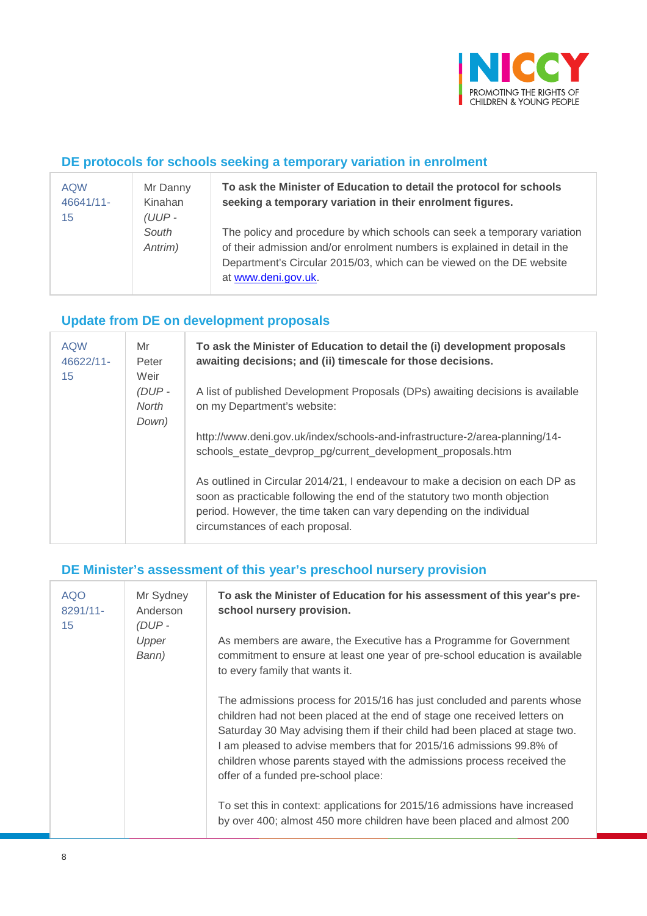## DE protocols for schools seeking a temporary variation in enrolment

| | | |
|---|---|---|
| AQW 46641/11-15 | Mr Danny Kinahan *(UUP - South Antrim)* | **To ask the Minister of Education to detail the protocol for schools seeking a temporary variation in their enrolment figures.**<br><br>The policy and procedure by which schools can seek a temporary variation of their admission and/or enrolment numbers is explained in detail in the Department's Circular 2015/03, which can be viewed on the DE website at www.deni.gov.uk. |

## Update from DE on development proposals

| | | |
|---|---|---|
| AQW 46622/11-15 | Mr Peter Weir *(DUP - North Down)* | **To ask the Minister of Education to detail the (i) development proposals awaiting decisions; and (ii) timescale for those decisions.**<br><br>A list of published Development Proposals (DPs) awaiting decisions is available on my Department's website:<br><br>http://www.deni.gov.uk/index/schools-and-infrastructure-2/area-planning/14-schools_estate_devprop_pg/current_development_proposals.htm<br><br>As outlined in Circular 2014/21, I endeavour to make a decision on each DP as soon as practicable following the end of the statutory two month objection period. However, the time taken can vary depending on the individual circumstances of each proposal. |

## DE Minister's assessment of this year's preschool nursery provision

| | | |
|---|---|---|
| AQO 8291/11-15 | Mr Sydney Anderson *(DUP - Upper Bann)* | **To ask the Minister of Education for his assessment of this year's pre-school nursery provision.**<br><br>As members are aware, the Executive has a Programme for Government commitment to ensure at least one year of pre-school education is available to every family that wants it.<br><br>The admissions process for 2015/16 has just concluded and parents whose children had not been placed at the end of stage one received letters on Saturday 30 May advising them if their child had been placed at stage two. I am pleased to advise members that for 2015/16 admissions 99.8% of children whose parents stayed with the admissions process received the offer of a funded pre-school place:<br><br>To set this in context: applications for 2015/16 admissions have increased by over 400; almost 450 more children have been placed and almost 200 |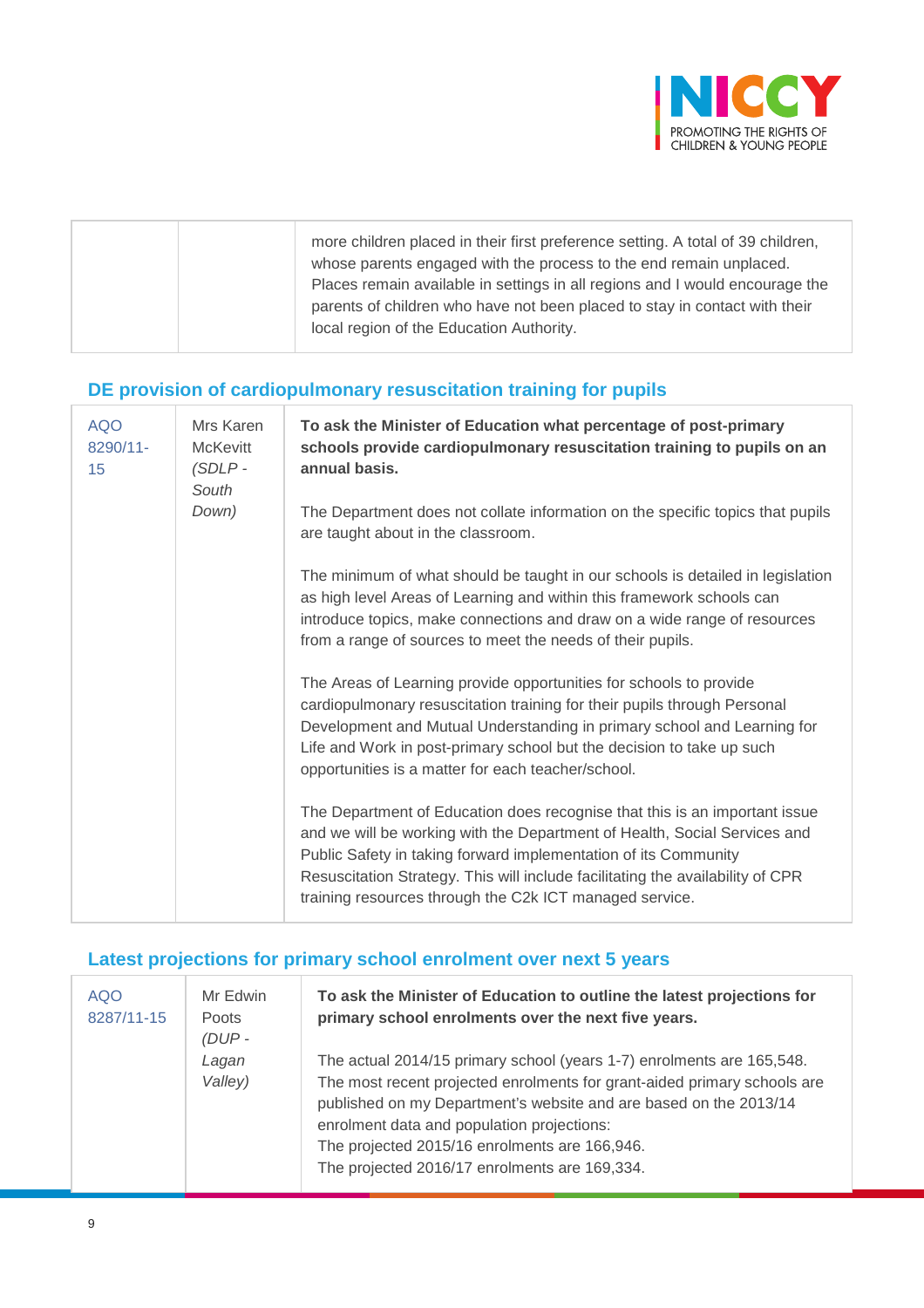| | | more children placed in their first preference setting. A total of 39 children, whose parents engaged with the process to the end remain unplaced. Places remain available in settings in all regions and I would encourage the parents of children who have not been placed to stay in contact with their local region of the Education Authority. |
|---|---|---|

## DE provision of cardiopulmonary resuscitation training for pupils

| AQO 8290/11-15 | Mrs Karen McKevitt *(SDLP - South Down)* | **To ask the Minister of Education what percentage of post-primary schools provide cardiopulmonary resuscitation training to pupils on an annual basis.**<br><br>The Department does not collate information on the specific topics that pupils are taught about in the classroom.<br><br>The minimum of what should be taught in our schools is detailed in legislation as high level Areas of Learning and within this framework schools can introduce topics, make connections and draw on a wide range of resources from a range of sources to meet the needs of their pupils.<br><br>The Areas of Learning provide opportunities for schools to provide cardiopulmonary resuscitation training for their pupils through Personal Development and Mutual Understanding in primary school and Learning for Life and Work in post-primary school but the decision to take up such opportunities is a matter for each teacher/school.<br><br>The Department of Education does recognise that this is an important issue and we will be working with the Department of Health, Social Services and Public Safety in taking forward implementation of its Community Resuscitation Strategy. This will include facilitating the availability of CPR training resources through the C2k ICT managed service. |
|---|---|---|

## Latest projections for primary school enrolment over next 5 years

| AQO 8287/11-15 | Mr Edwin Poots *(DUP - Lagan Valley)* | **To ask the Minister of Education to outline the latest projections for primary school enrolments over the next five years.**<br><br>The actual 2014/15 primary school (years 1-7) enrolments are 165,548. The most recent projected enrolments for grant-aided primary schools are published on my Department's website and are based on the 2013/14 enrolment data and population projections:<br>The projected 2015/16 enrolments are 166,946.<br>The projected 2016/17 enrolments are 169,334. |
|---|---|---|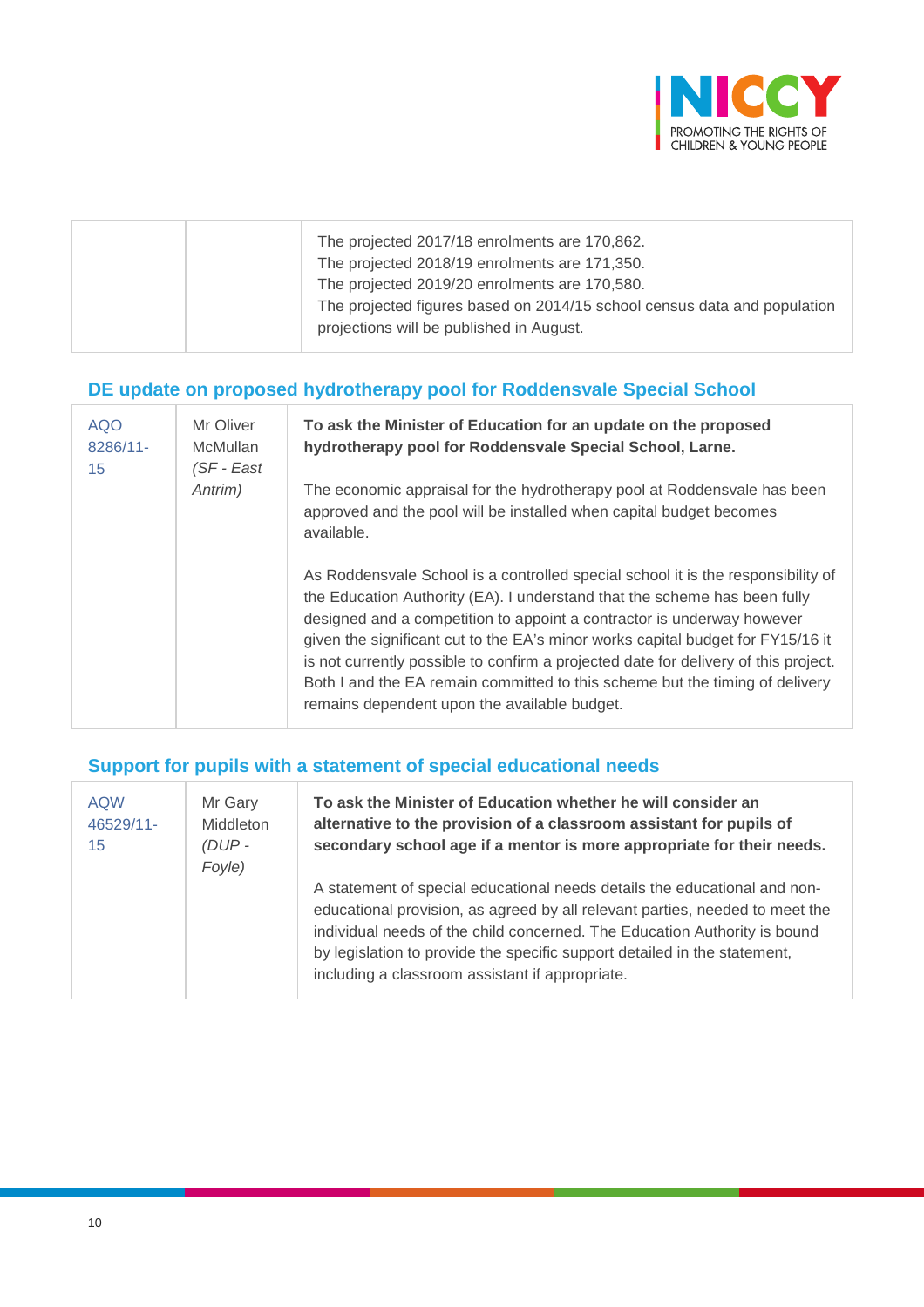| | | The projected 2017/18 enrolments are 170,862.<br>The projected 2018/19 enrolments are 171,350.<br>The projected 2019/20 enrolments are 170,580.<br>The projected figures based on 2014/15 school census data and population projections will be published in August. |
|---|---|---|

## DE update on proposed hydrotherapy pool for Roddensvale Special School

| | | |
|---|---|---|
| AQO 8286/11-15 | Mr Oliver McMullan *(SF - East Antrim)* | **To ask the Minister of Education for an update on the proposed hydrotherapy pool for Roddensvale Special School, Larne.**<br><br>The economic appraisal for the hydrotherapy pool at Roddensvale has been approved and the pool will be installed when capital budget becomes available.<br><br>As Roddensvale School is a controlled special school it is the responsibility of the Education Authority (EA). I understand that the scheme has been fully designed and a competition to appoint a contractor is underway however given the significant cut to the EA's minor works capital budget for FY15/16 it is not currently possible to confirm a projected date for delivery of this project. Both I and the EA remain committed to this scheme but the timing of delivery remains dependent upon the available budget. |

## Support for pupils with a statement of special educational needs

| | | |
|---|---|---|
| AQW 46529/11-15 | Mr Gary Middleton *(DUP - Foyle)* | **To ask the Minister of Education whether he will consider an alternative to the provision of a classroom assistant for pupils of secondary school age if a mentor is more appropriate for their needs.**<br><br>A statement of special educational needs details the educational and non-educational provision, as agreed by all relevant parties, needed to meet the individual needs of the child concerned. The Education Authority is bound by legislation to provide the specific support detailed in the statement, including a classroom assistant if appropriate. |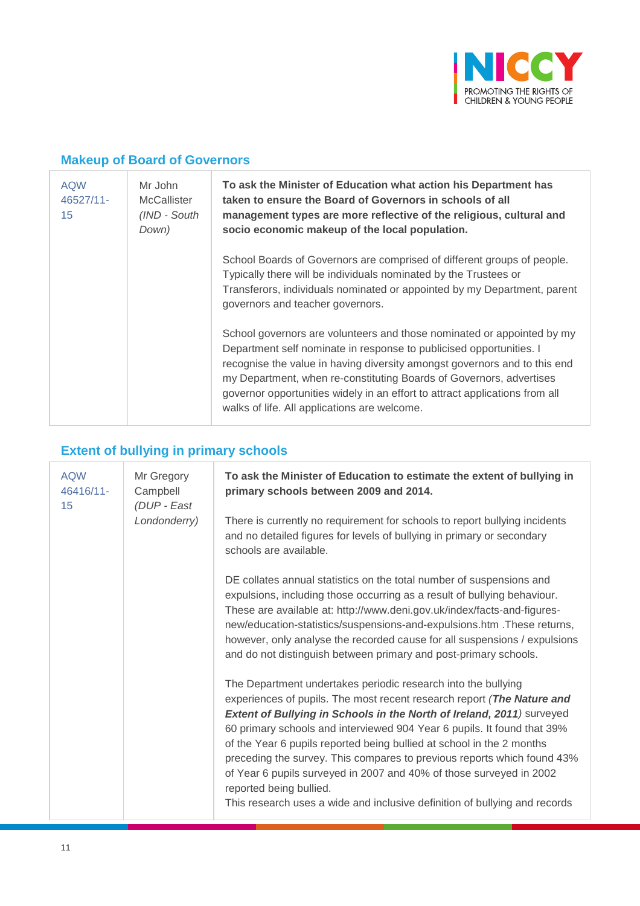## Makeup of Board of Governors

| | | |
|---|---|---|
| AQW 46527/11-15 | Mr John McCallister *(IND - South Down)* | **To ask the Minister of Education what action his Department has taken to ensure the Board of Governors in schools of all management types are more reflective of the religious, cultural and socio economic makeup of the local population.**<br><br>School Boards of Governors are comprised of different groups of people. Typically there will be individuals nominated by the Trustees or Transferors, individuals nominated or appointed by my Department, parent governors and teacher governors.<br><br>School governors are volunteers and those nominated or appointed by my Department self nominate in response to publicised opportunities. I recognise the value in having diversity amongst governors and to this end my Department, when re-constituting Boards of Governors, advertises governor opportunities widely in an effort to attract applications from all walks of life. All applications are welcome. |

## Extent of bullying in primary schools

| | | |
|---|---|---|
| AQW 46416/11-15 | Mr Gregory Campbell *(DUP - East Londonderry)* | **To ask the Minister of Education to estimate the extent of bullying in primary schools between 2009 and 2014.**<br><br>There is currently no requirement for schools to report bullying incidents and no detailed figures for levels of bullying in primary or secondary schools are available.<br><br>DE collates annual statistics on the total number of suspensions and expulsions, including those occurring as a result of bullying behaviour. These are available at: http://www.deni.gov.uk/index/facts-and-figures-new/education-statistics/suspensions-and-expulsions.htm .These returns, however, only analyse the recorded cause for all suspensions / expulsions and do not distinguish between primary and post-primary schools.<br><br>The Department undertakes periodic research into the bullying experiences of pupils. The most recent research report *(**The Nature and Extent of Bullying in Schools in the North of Ireland, 2011**)* surveyed 60 primary schools and interviewed 904 Year 6 pupils. It found that 39% of the Year 6 pupils reported being bullied at school in the 2 months preceding the survey. This compares to previous reports which found 43% of Year 6 pupils surveyed in 2007 and 40% of those surveyed in 2002 reported being bullied.<br>This research uses a wide and inclusive definition of bullying and records |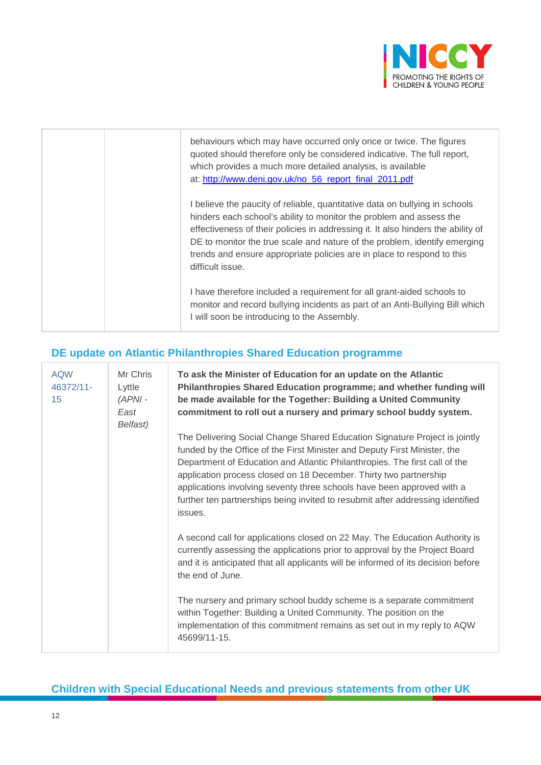| | | |
|---|---|---|
| | | behaviours which may have occurred only once or twice. The figures quoted should therefore only be considered indicative. The full report, which provides a much more detailed analysis, is available at: http://www.deni.gov.uk/no_56_report_final_2011.pdf<br><br>I believe the paucity of reliable, quantitative data on bullying in schools hinders each school's ability to monitor the problem and assess the effectiveness of their policies in addressing it. It also hinders the ability of DE to monitor the true scale and nature of the problem, identify emerging trends and ensure appropriate policies are in place to respond to this difficult issue.<br><br>I have therefore included a requirement for all grant-aided schools to monitor and record bullying incidents as part of an Anti-Bullying Bill which I will soon be introducing to the Assembly. |

## DE update on Atlantic Philanthropies Shared Education programme

| | | |
|---|---|---|
| AQW 46372/11-15 | Mr Chris Lyttle *(APNI - East Belfast)* | **To ask the Minister of Education for an update on the Atlantic Philanthropies Shared Education programme; and whether funding will be made available for the Together: Building a United Community commitment to roll out a nursery and primary school buddy system.**<br><br>The Delivering Social Change Shared Education Signature Project is jointly funded by the Office of the First Minister and Deputy First Minister, the Department of Education and Atlantic Philanthropies. The first call of the application process closed on 18 December. Thirty two partnership applications involving seventy three schools have been approved with a further ten partnerships being invited to resubmit after addressing identified issues.<br><br>A second call for applications closed on 22 May. The Education Authority is currently assessing the applications prior to approval by the Project Board and it is anticipated that all applicants will be informed of its decision before the end of June.<br><br>The nursery and primary school buddy scheme is a separate commitment within Together: Building a United Community. The position on the implementation of this commitment remains as set out in my reply to AQW 45699/11-15. |

## Children with Special Educational Needs and previous statements from other UK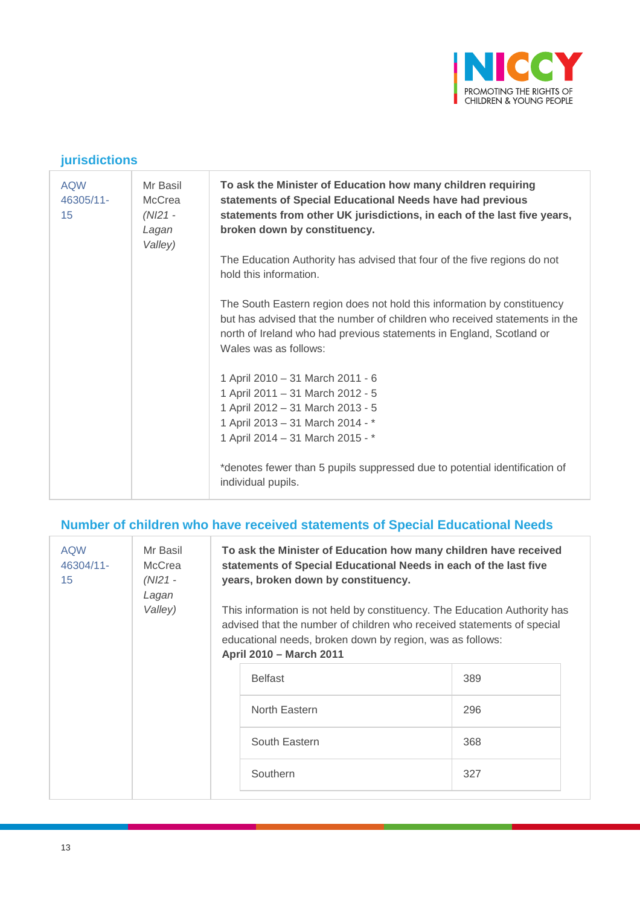### jurisdictions

| | | |
|---|---|---|
| AQW 46305/11-15 | Mr Basil McCrea *(NI21 - Lagan Valley)* | **To ask the Minister of Education how many children requiring statements of Special Educational Needs have had previous statements from other UK jurisdictions, in each of the last five years, broken down by constituency.**<br><br>The Education Authority has advised that four of the five regions do not hold this information.<br><br>The South Eastern region does not hold this information by constituency but has advised that the number of children who received statements in the north of Ireland who had previous statements in England, Scotland or Wales was as follows:<br><br>1 April 2010 – 31 March 2011 - 6<br>1 April 2011 – 31 March 2012 - 5<br>1 April 2012 – 31 March 2013 - 5<br>1 April 2013 – 31 March 2014 - *<br>1 April 2014 – 31 March 2015 - *<br><br>*denotes fewer than 5 pupils suppressed due to potential identification of individual pupils. |

### Number of children who have received statements of Special Educational Needs

| | | |
|---|---|---|
| AQW 46304/11-15 | Mr Basil McCrea *(NI21 - Lagan Valley)* | **To ask the Minister of Education how many children have received statements of Special Educational Needs in each of the last five years, broken down by constituency.**<br><br>This information is not held by constituency. The Education Authority has advised that the number of children who received statements of special educational needs, broken down by region, was as follows:<br>**April 2010 – March 2011** |

| Region | Number |
|---|---|
| Belfast | 389 |
| North Eastern | 296 |
| South Eastern | 368 |
| Southern | 327 |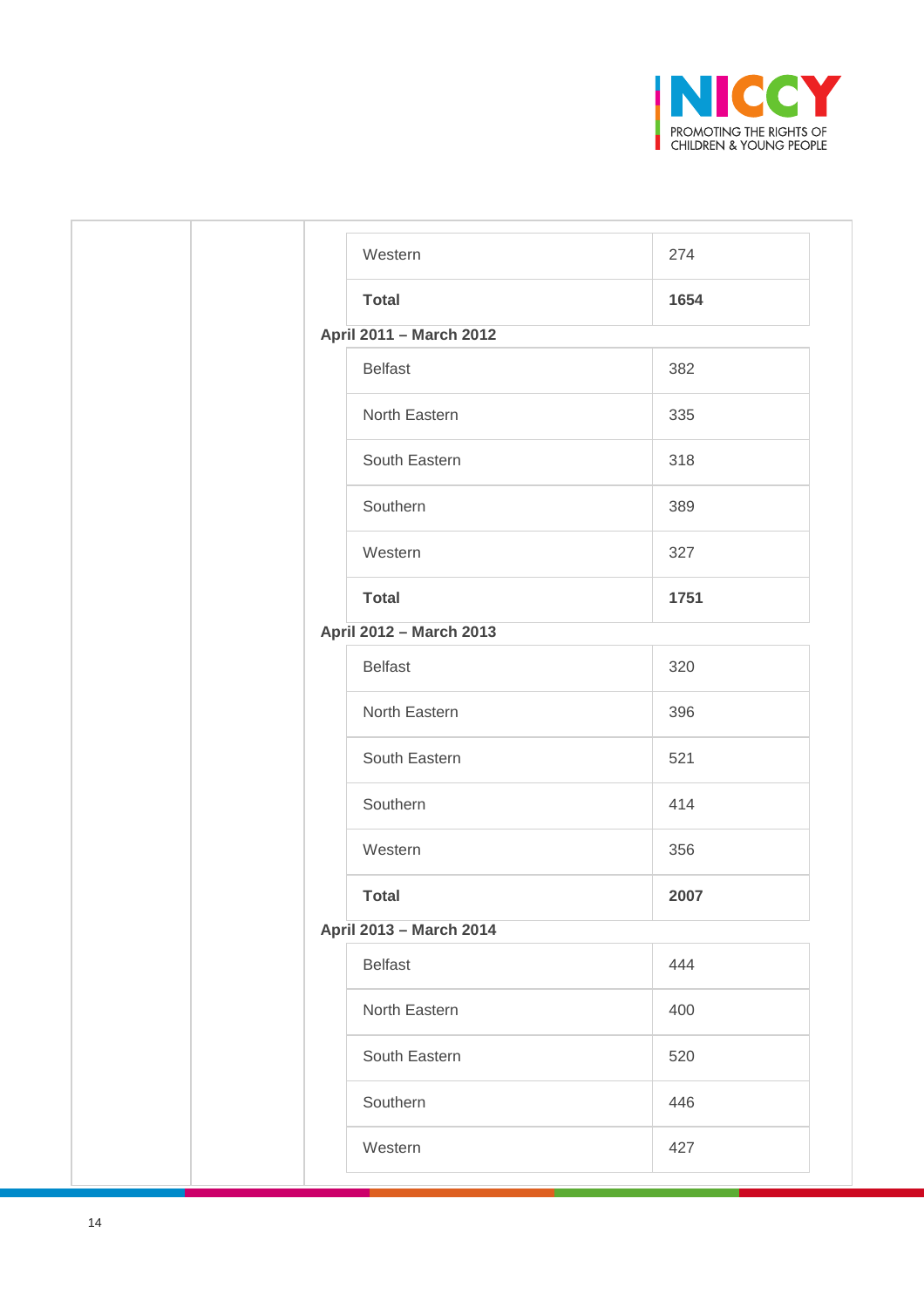| | |
|---|---|
| Western | 274 |
| **Total** | **1654** |

**April 2011 – March 2012**

| | |
|---|---|
| Belfast | 382 |
| North Eastern | 335 |
| South Eastern | 318 |
| Southern | 389 |
| Western | 327 |
| **Total** | **1751** |

**April 2012 – March 2013**

| | |
|---|---|
| Belfast | 320 |
| North Eastern | 396 |
| South Eastern | 521 |
| Southern | 414 |
| Western | 356 |
| **Total** | **2007** |

**April 2013 – March 2014**

| | |
|---|---|
| Belfast | 444 |
| North Eastern | 400 |
| South Eastern | 520 |
| Southern | 446 |
| Western | 427 |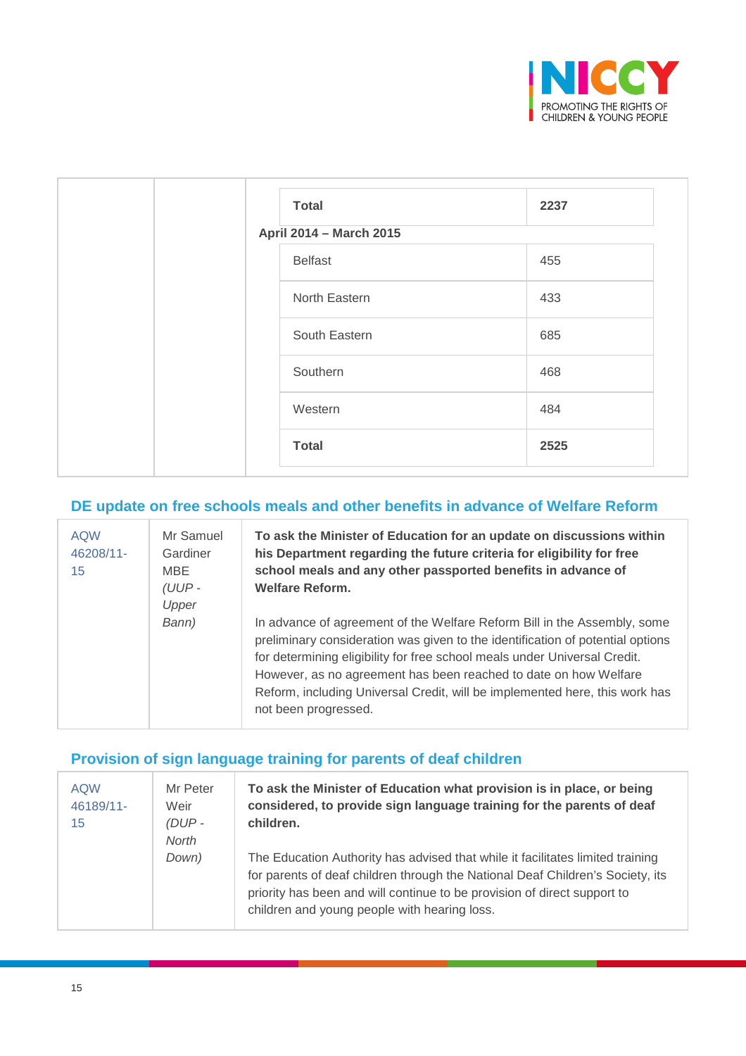| | | |
|---|---|---|
| | | **Total** — **2237** |

**April 2014 – March 2015**

| Region | Number |
|---|---|
| Belfast | 455 |
| North Eastern | 433 |
| South Eastern | 685 |
| Southern | 468 |
| Western | 484 |
| **Total** | **2525** |

## DE update on free schools meals and other benefits in advance of Welfare Reform

| | | |
|---|---|---|
| AQW 46208/11-15 | Mr Samuel Gardiner MBE *(UUP - Upper Bann)* | **To ask the Minister of Education for an update on discussions within his Department regarding the future criteria for eligibility for free school meals and any other passported benefits in advance of Welfare Reform.**<br><br>In advance of agreement of the Welfare Reform Bill in the Assembly, some preliminary consideration was given to the identification of potential options for determining eligibility for free school meals under Universal Credit. However, as no agreement has been reached to date on how Welfare Reform, including Universal Credit, will be implemented here, this work has not been progressed. |

## Provision of sign language training for parents of deaf children

| | | |
|---|---|---|
| AQW 46189/11-15 | Mr Peter Weir *(DUP - North Down)* | **To ask the Minister of Education what provision is in place, or being considered, to provide sign language training for the parents of deaf children.**<br><br>The Education Authority has advised that while it facilitates limited training for parents of deaf children through the National Deaf Children's Society, its priority has been and will continue to be provision of direct support to children and young people with hearing loss. |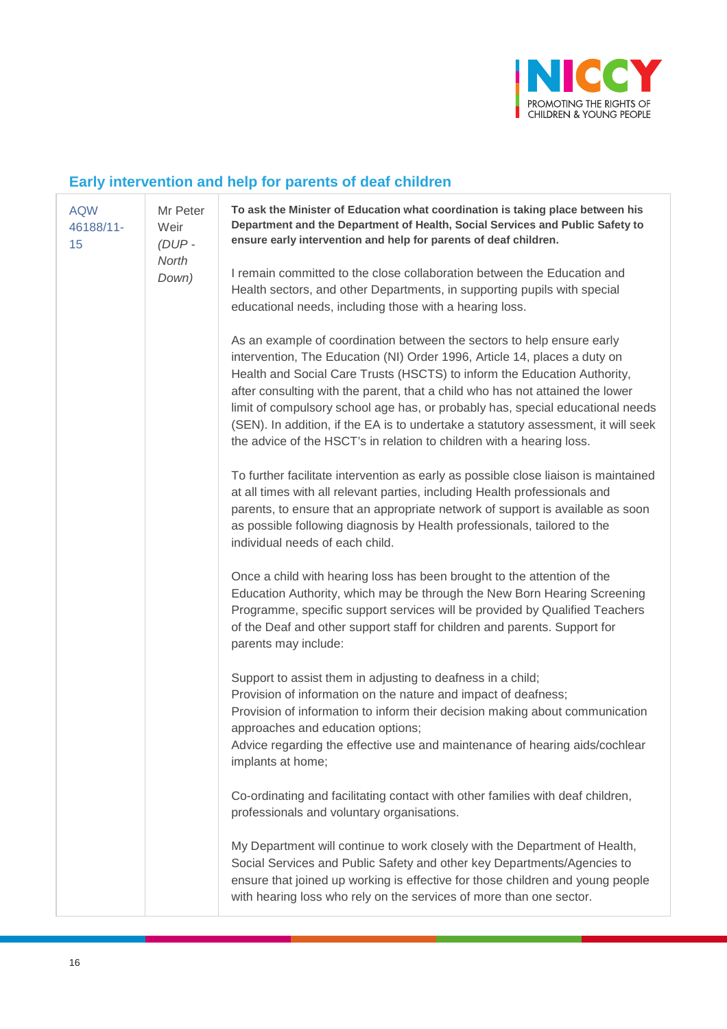## Early intervention and help for parents of deaf children

| | | |
|---|---|---|
| AQW 46188/11-15 | Mr Peter Weir *(DUP - North Down)* | **To ask the Minister of Education what coordination is taking place between his Department and the Department of Health, Social Services and Public Safety to ensure early intervention and help for parents of deaf children.**<br><br>I remain committed to the close collaboration between the Education and Health sectors, and other Departments, in supporting pupils with special educational needs, including those with a hearing loss.<br><br>As an example of coordination between the sectors to help ensure early intervention, The Education (NI) Order 1996, Article 14, places a duty on Health and Social Care Trusts (HSCTS) to inform the Education Authority, after consulting with the parent, that a child who has not attained the lower limit of compulsory school age has, or probably has, special educational needs (SEN). In addition, if the EA is to undertake a statutory assessment, it will seek the advice of the HSCT's in relation to children with a hearing loss.<br><br>To further facilitate intervention as early as possible close liaison is maintained at all times with all relevant parties, including Health professionals and parents, to ensure that an appropriate network of support is available as soon as possible following diagnosis by Health professionals, tailored to the individual needs of each child.<br><br>Once a child with hearing loss has been brought to the attention of the Education Authority, which may be through the New Born Hearing Screening Programme, specific support services will be provided by Qualified Teachers of the Deaf and other support staff for children and parents. Support for parents may include:<br><br>Support to assist them in adjusting to deafness in a child;<br>Provision of information on the nature and impact of deafness;<br>Provision of information to inform their decision making about communication approaches and education options;<br>Advice regarding the effective use and maintenance of hearing aids/cochlear implants at home;<br><br>Co-ordinating and facilitating contact with other families with deaf children, professionals and voluntary organisations.<br><br>My Department will continue to work closely with the Department of Health, Social Services and Public Safety and other key Departments/Agencies to ensure that joined up working is effective for those children and young people with hearing loss who rely on the services of more than one sector. |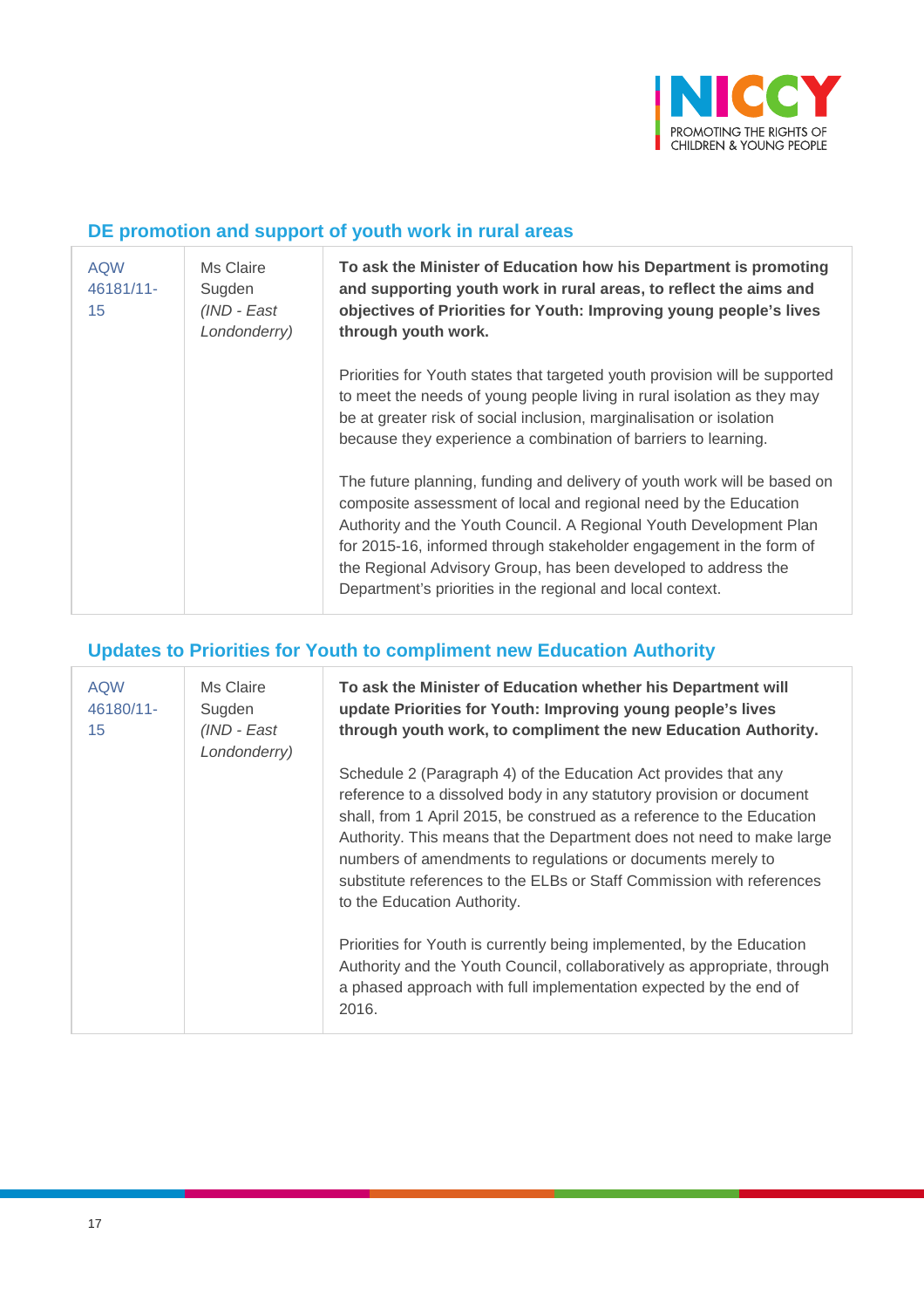## DE promotion and support of youth work in rural areas

| | | |
|---|---|---|
| AQW 46181/11-15 | Ms Claire Sugden *(IND - East Londonderry)* | **To ask the Minister of Education how his Department is promoting and supporting youth work in rural areas, to reflect the aims and objectives of Priorities for Youth: Improving young people's lives through youth work.**<br><br>Priorities for Youth states that targeted youth provision will be supported to meet the needs of young people living in rural isolation as they may be at greater risk of social inclusion, marginalisation or isolation because they experience a combination of barriers to learning.<br><br>The future planning, funding and delivery of youth work will be based on composite assessment of local and regional need by the Education Authority and the Youth Council. A Regional Youth Development Plan for 2015-16, informed through stakeholder engagement in the form of the Regional Advisory Group, has been developed to address the Department's priorities in the regional and local context. |

## Updates to Priorities for Youth to compliment new Education Authority

| | | |
|---|---|---|
| AQW 46180/11-15 | Ms Claire Sugden *(IND - East Londonderry)* | **To ask the Minister of Education whether his Department will update Priorities for Youth: Improving young people's lives through youth work, to compliment the new Education Authority.**<br><br>Schedule 2 (Paragraph 4) of the Education Act provides that any reference to a dissolved body in any statutory provision or document shall, from 1 April 2015, be construed as a reference to the Education Authority. This means that the Department does not need to make large numbers of amendments to regulations or documents merely to substitute references to the ELBs or Staff Commission with references to the Education Authority.<br><br>Priorities for Youth is currently being implemented, by the Education Authority and the Youth Council, collaboratively as appropriate, through a phased approach with full implementation expected by the end of 2016. |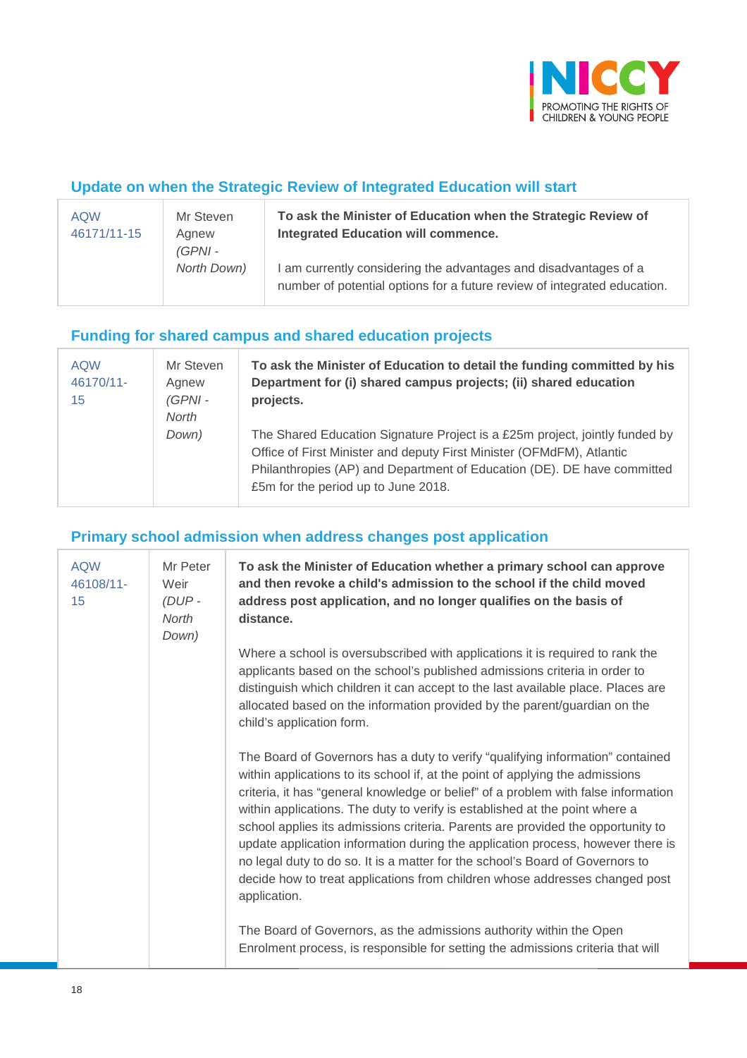## Update on when the Strategic Review of Integrated Education will start

| AQW 46171/11-15 | Mr Steven Agnew *(GPNI - North Down)* | **To ask the Minister of Education when the Strategic Review of Integrated Education will commence.**<br><br>I am currently considering the advantages and disadvantages of a number of potential options for a future review of integrated education. |
|---|---|---|

## Funding for shared campus and shared education projects

| AQW 46170/11-15 | Mr Steven Agnew *(GPNI - North Down)* | **To ask the Minister of Education to detail the funding committed by his Department for (i) shared campus projects; (ii) shared education projects.**<br><br>The Shared Education Signature Project is a £25m project, jointly funded by Office of First Minister and deputy First Minister (OFMdFM), Atlantic Philanthropies (AP) and Department of Education (DE). DE have committed £5m for the period up to June 2018. |
|---|---|---|

## Primary school admission when address changes post application

| AQW 46108/11-15 | Mr Peter Weir *(DUP - North Down)* | **To ask the Minister of Education whether a primary school can approve and then revoke a child's admission to the school if the child moved address post application, and no longer qualifies on the basis of distance.**<br><br>Where a school is oversubscribed with applications it is required to rank the applicants based on the school's published admissions criteria in order to distinguish which children it can accept to the last available place. Places are allocated based on the information provided by the parent/guardian on the child's application form.<br><br>The Board of Governors has a duty to verify "qualifying information" contained within applications to its school if, at the point of applying the admissions criteria, it has "general knowledge or belief" of a problem with false information within applications. The duty to verify is established at the point where a school applies its admissions criteria. Parents are provided the opportunity to update application information during the application process, however there is no legal duty to do so. It is a matter for the school's Board of Governors to decide how to treat applications from children whose addresses changed post application.<br><br>The Board of Governors, as the admissions authority within the Open Enrolment process, is responsible for setting the admissions criteria that will |
|---|---|---|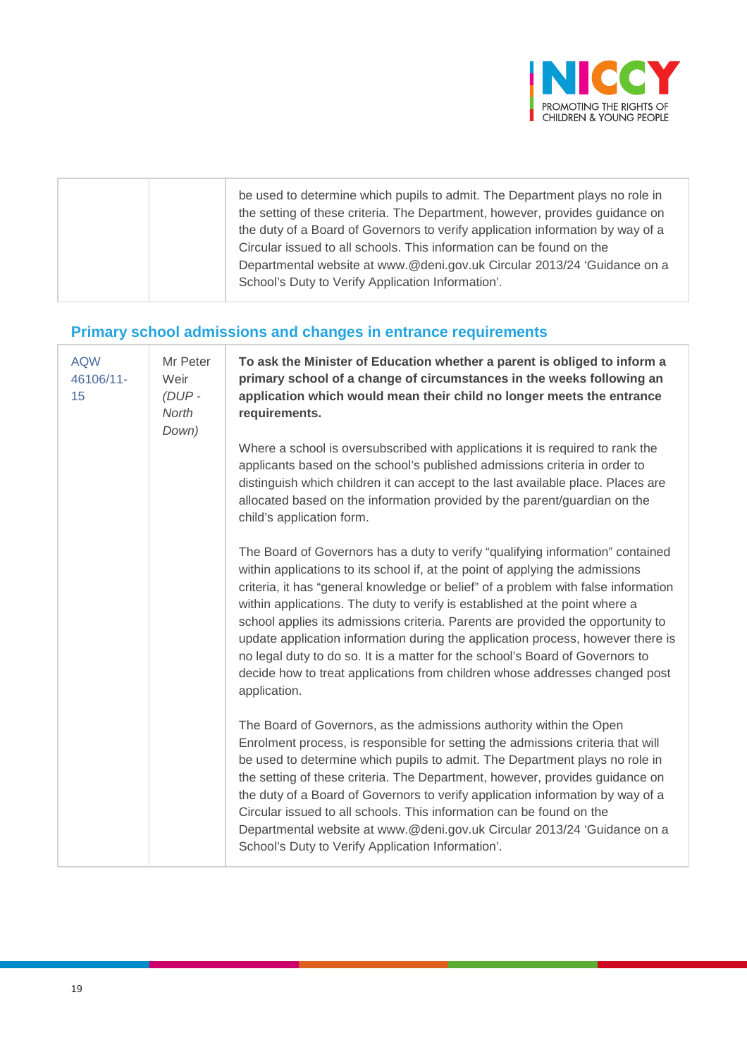| | | be used to determine which pupils to admit. The Department plays no role in the setting of these criteria. The Department, however, provides guidance on the duty of a Board of Governors to verify application information by way of a Circular issued to all schools. This information can be found on the Departmental website at www.@deni.gov.uk Circular 2013/24 'Guidance on a School's Duty to Verify Application Information'. |
|---|---|---|

## Primary school admissions and changes in entrance requirements

| | | |
|---|---|---|
| AQW 46106/11-15 | Mr Peter Weir *(DUP - North Down)* | **To ask the Minister of Education whether a parent is obliged to inform a primary school of a change of circumstances in the weeks following an application which would mean their child no longer meets the entrance requirements.**<br><br>Where a school is oversubscribed with applications it is required to rank the applicants based on the school's published admissions criteria in order to distinguish which children it can accept to the last available place. Places are allocated based on the information provided by the parent/guardian on the child's application form.<br><br>The Board of Governors has a duty to verify "qualifying information" contained within applications to its school if, at the point of applying the admissions criteria, it has "general knowledge or belief" of a problem with false information within applications. The duty to verify is established at the point where a school applies its admissions criteria. Parents are provided the opportunity to update application information during the application process, however there is no legal duty to do so. It is a matter for the school's Board of Governors to decide how to treat applications from children whose addresses changed post application.<br><br>The Board of Governors, as the admissions authority within the Open Enrolment process, is responsible for setting the admissions criteria that will be used to determine which pupils to admit. The Department plays no role in the setting of these criteria. The Department, however, provides guidance on the duty of a Board of Governors to verify application information by way of a Circular issued to all schools. This information can be found on the Departmental website at www.@deni.gov.uk Circular 2013/24 'Guidance on a School's Duty to Verify Application Information'. |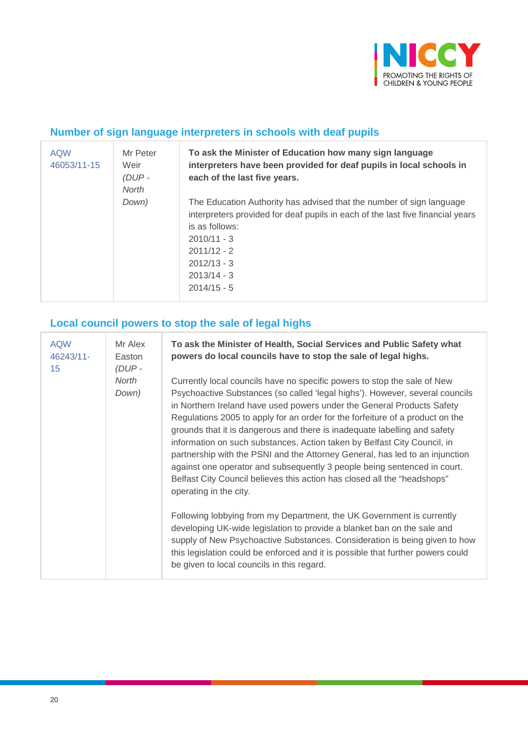## Number of sign language interpreters in schools with deaf pupils

| | | |
|---|---|---|
| AQW 46053/11-15 | Mr Peter Weir *(DUP - North Down)* | **To ask the Minister of Education how many sign language interpreters have been provided for deaf pupils in local schools in each of the last five years.**<br><br>The Education Authority has advised that the number of sign language interpreters provided for deaf pupils in each of the last five financial years is as follows:<br>2010/11 - 3<br>2011/12 - 2<br>2012/13 - 3<br>2013/14 - 3<br>2014/15 - 5 |

## Local council powers to stop the sale of legal highs

| | | |
|---|---|---|
| AQW 46243/11-15 | Mr Alex Easton *(DUP - North Down)* | **To ask the Minister of Health, Social Services and Public Safety what powers do local councils have to stop the sale of legal highs.**<br><br>Currently local councils have no specific powers to stop the sale of New Psychoactive Substances (so called 'legal highs'). However, several councils in Northern Ireland have used powers under the General Products Safety Regulations 2005 to apply for an order for the forfeiture of a product on the grounds that it is dangerous and there is inadequate labelling and safety information on such substances. Action taken by Belfast City Council, in partnership with the PSNI and the Attorney General, has led to an injunction against one operator and subsequently 3 people being sentenced in court. Belfast City Council believes this action has closed all the "headshops" operating in the city.<br><br>Following lobbying from my Department, the UK Government is currently developing UK-wide legislation to provide a blanket ban on the sale and supply of New Psychoactive Substances. Consideration is being given to how this legislation could be enforced and it is possible that further powers could be given to local councils in this regard. |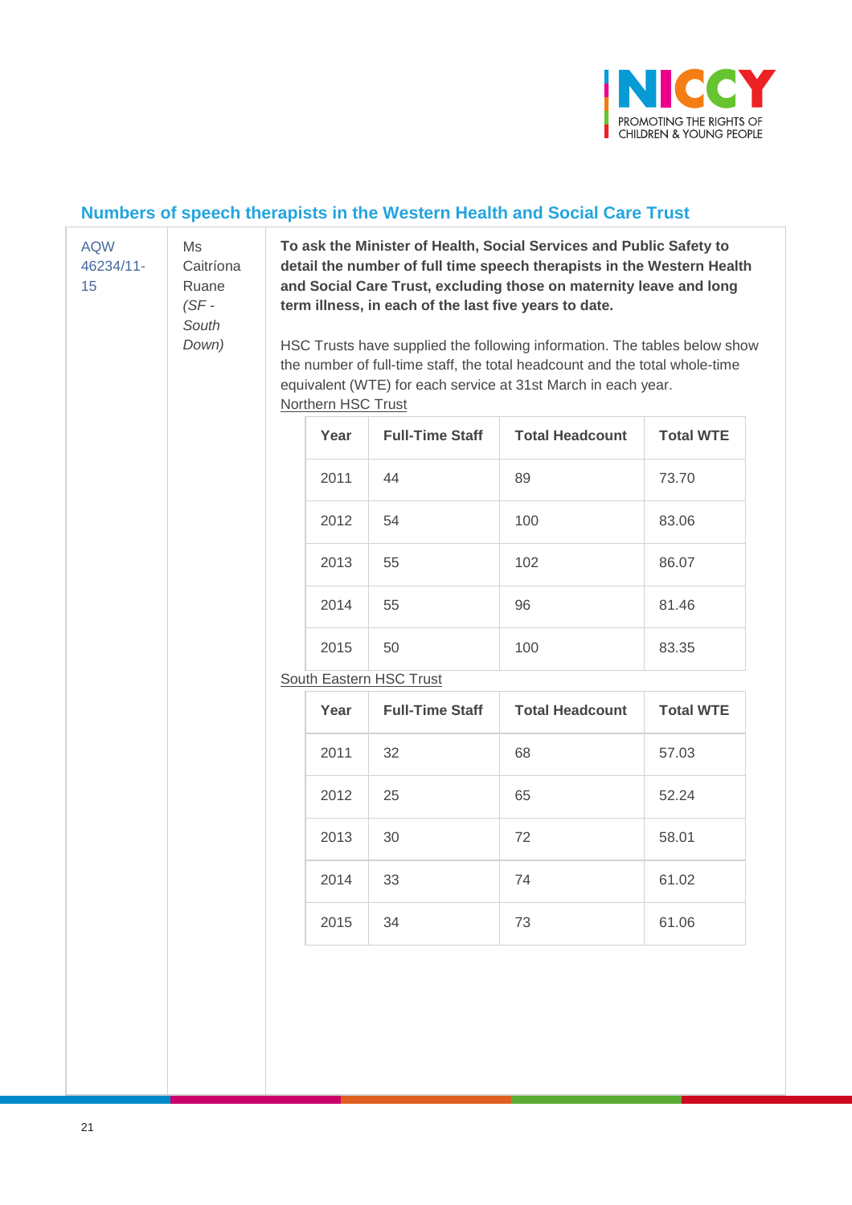## Numbers of speech therapists in the Western Health and Social Care Trust

AQW 46234/11-15

Ms Caitríona Ruane *(SF - South Down)*

**To ask the Minister of Health, Social Services and Public Safety to detail the number of full time speech therapists in the Western Health and Social Care Trust, excluding those on maternity leave and long term illness, in each of the last five years to date.**

HSC Trusts have supplied the following information. The tables below show the number of full-time staff, the total headcount and the total whole-time equivalent (WTE) for each service at 31st March in each year.

Northern HSC Trust

| Year | Full-Time Staff | Total Headcount | Total WTE |
|---|---|---|---|
| 2011 | 44 | 89 | 73.70 |
| 2012 | 54 | 100 | 83.06 |
| 2013 | 55 | 102 | 86.07 |
| 2014 | 55 | 96 | 81.46 |
| 2015 | 50 | 100 | 83.35 |

South Eastern HSC Trust

| Year | Full-Time Staff | Total Headcount | Total WTE |
|---|---|---|---|
| 2011 | 32 | 68 | 57.03 |
| 2012 | 25 | 65 | 52.24 |
| 2013 | 30 | 72 | 58.01 |
| 2014 | 33 | 74 | 61.02 |
| 2015 | 34 | 73 | 61.06 |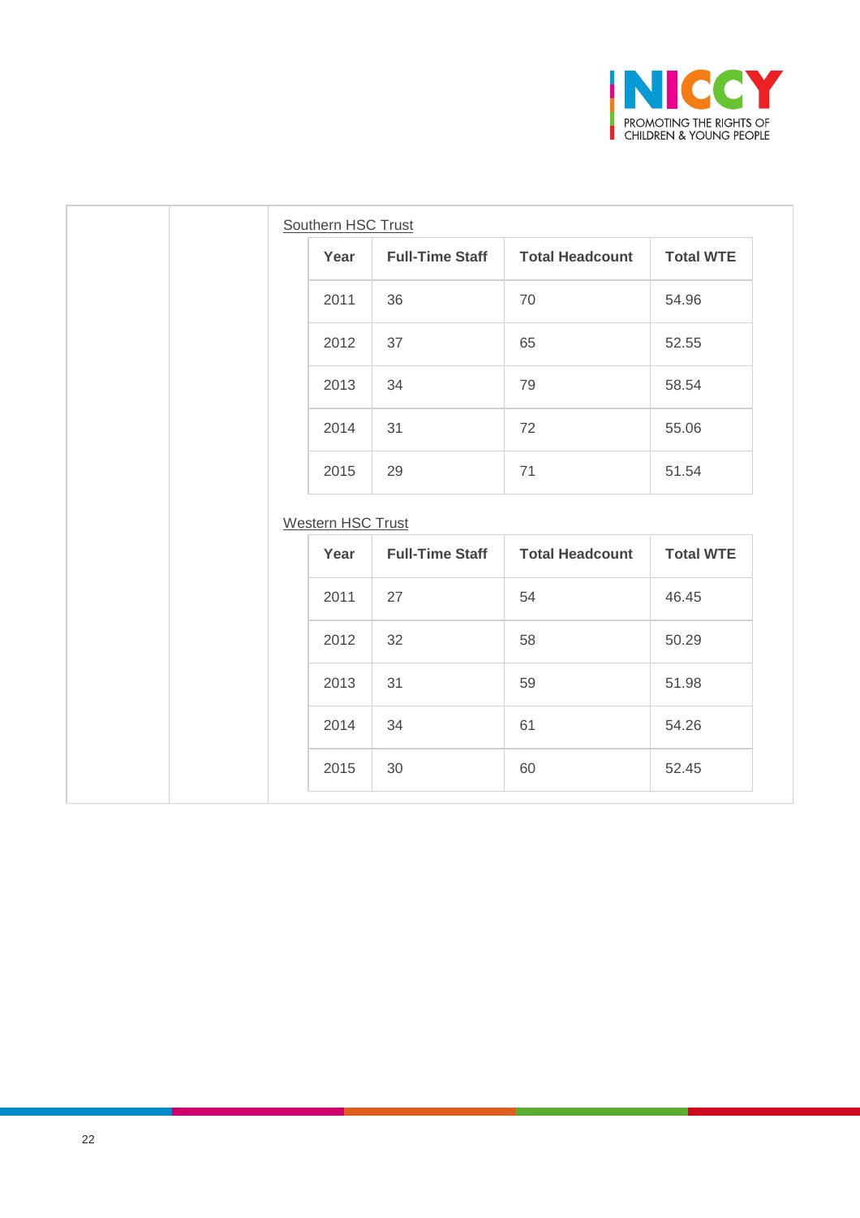Southern HSC Trust

| Year | Full-Time Staff | Total Headcount | Total WTE |
|---|---|---|---|
| 2011 | 36 | 70 | 54.96 |
| 2012 | 37 | 65 | 52.55 |
| 2013 | 34 | 79 | 58.54 |
| 2014 | 31 | 72 | 55.06 |
| 2015 | 29 | 71 | 51.54 |

Western HSC Trust

| Year | Full-Time Staff | Total Headcount | Total WTE |
|---|---|---|---|
| 2011 | 27 | 54 | 46.45 |
| 2012 | 32 | 58 | 50.29 |
| 2013 | 31 | 59 | 51.98 |
| 2014 | 34 | 61 | 54.26 |
| 2015 | 30 | 60 | 52.45 |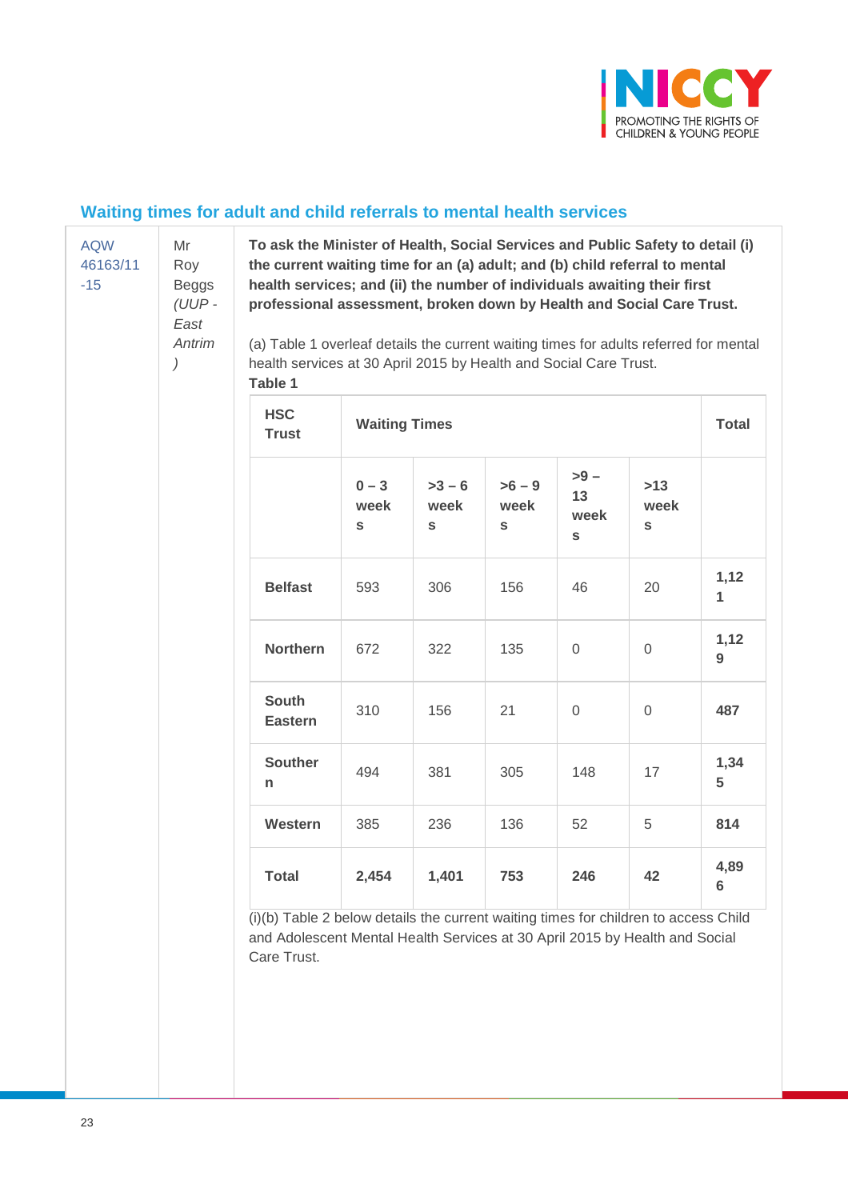## Waiting times for adult and child referrals to mental health services

| | | |
|---|---|---|
| AQW 46163/11-15 | Mr Roy Beggs *(UUP - East Antrim)* | **To ask the Minister of Health, Social Services and Public Safety to detail (i) the current waiting time for an (a) adult; and (b) child referral to mental health services; and (ii) the number of individuals awaiting their first professional assessment, broken down by Health and Social Care Trust.** |

(a) Table 1 overleaf details the current waiting times for adults referred for mental health services at 30 April 2015 by Health and Social Care Trust.

**Table 1**

| HSC Trust | Waiting Times | | | | | Total |
|---|---|---|---|---|---|---|
| | 0 – 3 weeks | >3 – 6 weeks | >6 – 9 weeks | >9 – 13 weeks | >13 weeks | |
| **Belfast** | 593 | 306 | 156 | 46 | 20 | **1,121** |
| **Northern** | 672 | 322 | 135 | 0 | 0 | **1,129** |
| **South Eastern** | 310 | 156 | 21 | 0 | 0 | **487** |
| **Southern** | 494 | 381 | 305 | 148 | 17 | **1,345** |
| **Western** | 385 | 236 | 136 | 52 | 5 | **814** |
| **Total** | **2,454** | **1,401** | **753** | **246** | **42** | **4,896** |

(i)(b) Table 2 below details the current waiting times for children to access Child and Adolescent Mental Health Services at 30 April 2015 by Health and Social Care Trust.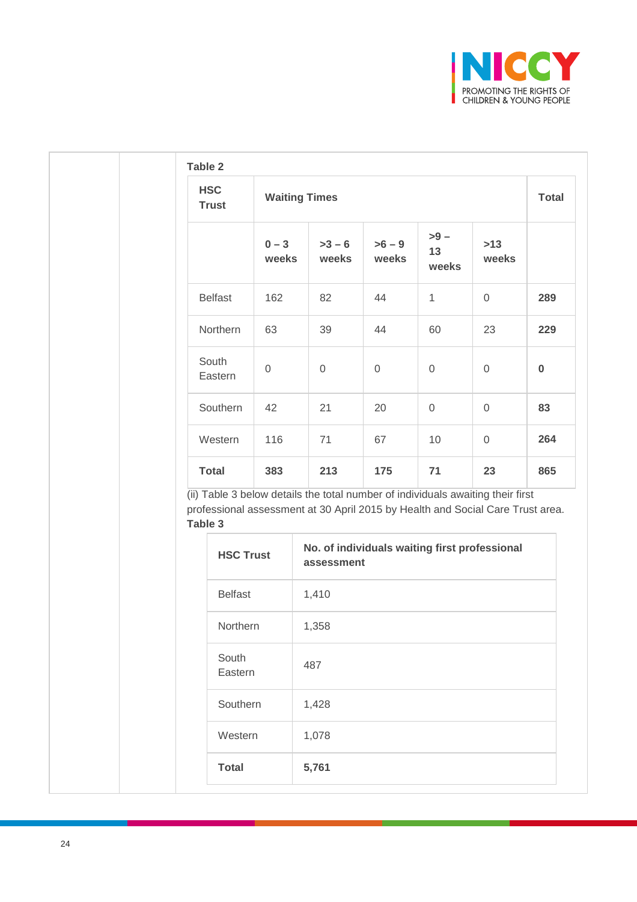**Table 2**

| HSC Trust | Waiting Times | | | | | Total |
|---|---|---|---|---|---|---|
| | 0 – 3 weeks | >3 – 6 weeks | >6 – 9 weeks | >9 – 13 weeks | >13 weeks | |
| Belfast | 162 | 82 | 44 | 1 | 0 | **289** |
| Northern | 63 | 39 | 44 | 60 | 23 | **229** |
| South Eastern | 0 | 0 | 0 | 0 | 0 | **0** |
| Southern | 42 | 21 | 20 | 0 | 0 | **83** |
| Western | 116 | 71 | 67 | 10 | 0 | **264** |
| **Total** | **383** | **213** | **175** | **71** | **23** | **865** |

(ii) Table 3 below details the total number of individuals awaiting their first professional assessment at 30 April 2015 by Health and Social Care Trust area.

**Table 3**

| HSC Trust | No. of individuals waiting first professional assessment |
|---|---|
| Belfast | 1,410 |
| Northern | 1,358 |
| South Eastern | 487 |
| Southern | 1,428 |
| Western | 1,078 |
| **Total** | **5,761** |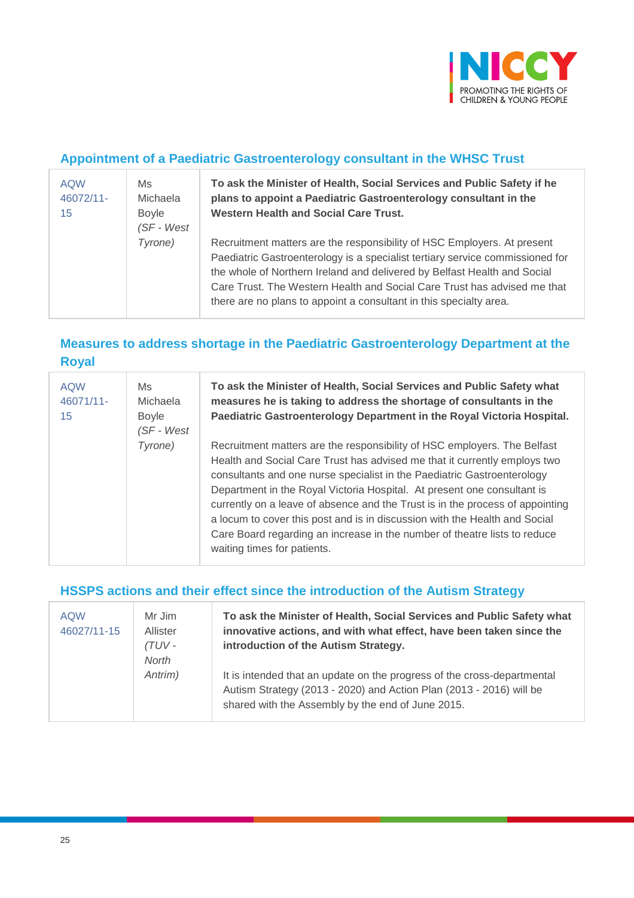## Appointment of a Paediatric Gastroenterology consultant in the WHSC Trust

| | | |
|---|---|---|
| AQW 46072/11-15 | Ms Michaela Boyle *(SF - West Tyrone)* | **To ask the Minister of Health, Social Services and Public Safety if he plans to appoint a Paediatric Gastroenterology consultant in the Western Health and Social Care Trust.**<br><br>Recruitment matters are the responsibility of HSC Employers. At present Paediatric Gastroenterology is a specialist tertiary service commissioned for the whole of Northern Ireland and delivered by Belfast Health and Social Care Trust. The Western Health and Social Care Trust has advised me that there are no plans to appoint a consultant in this specialty area. |

## Measures to address shortage in the Paediatric Gastroenterology Department at the Royal

| | | |
|---|---|---|
| AQW 46071/11-15 | Ms Michaela Boyle *(SF - West Tyrone)* | **To ask the Minister of Health, Social Services and Public Safety what measures he is taking to address the shortage of consultants in the Paediatric Gastroenterology Department in the Royal Victoria Hospital.**<br><br>Recruitment matters are the responsibility of HSC employers. The Belfast Health and Social Care Trust has advised me that it currently employs two consultants and one nurse specialist in the Paediatric Gastroenterology Department in the Royal Victoria Hospital. At present one consultant is currently on a leave of absence and the Trust is in the process of appointing a locum to cover this post and is in discussion with the Health and Social Care Board regarding an increase in the number of theatre lists to reduce waiting times for patients. |

## HSSPS actions and their effect since the introduction of the Autism Strategy

| | | |
|---|---|---|
| AQW 46027/11-15 | Mr Jim Allister *(TUV - North Antrim)* | **To ask the Minister of Health, Social Services and Public Safety what innovative actions, and with what effect, have been taken since the introduction of the Autism Strategy.**<br><br>It is intended that an update on the progress of the cross-departmental Autism Strategy (2013 - 2020) and Action Plan (2013 - 2016) will be shared with the Assembly by the end of June 2015. |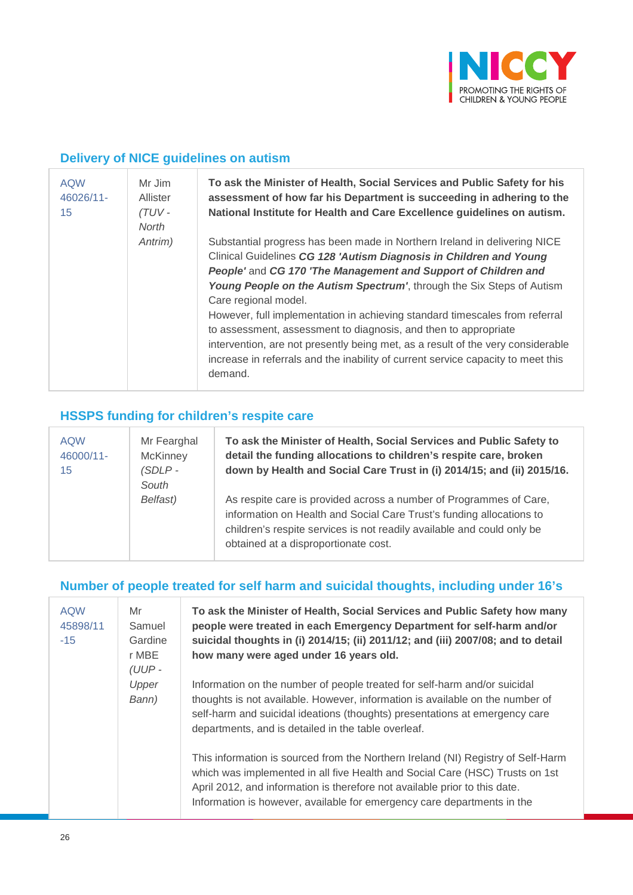## Delivery of NICE guidelines on autism

| | | |
|---|---|---|
| AQW 46026/11-15 | Mr Jim Allister *(TUV - North Antrim)* | **To ask the Minister of Health, Social Services and Public Safety for his assessment of how far his Department is succeeding in adhering to the National Institute for Health and Care Excellence guidelines on autism.**<br><br>Substantial progress has been made in Northern Ireland in delivering NICE Clinical Guidelines ***CG 128 'Autism Diagnosis in Children and Young People'*** and ***CG 170 'The Management and Support of Children and Young People on the Autism Spectrum'***, through the Six Steps of Autism Care regional model.<br>However, full implementation in achieving standard timescales from referral to assessment, assessment to diagnosis, and then to appropriate intervention, are not presently being met, as a result of the very considerable increase in referrals and the inability of current service capacity to meet this demand. |

## HSSPS funding for children's respite care

| | | |
|---|---|---|
| AQW 46000/11-15 | Mr Fearghal McKinney *(SDLP - South Belfast)* | **To ask the Minister of Health, Social Services and Public Safety to detail the funding allocations to children's respite care, broken down by Health and Social Care Trust in (i) 2014/15; and (ii) 2015/16.**<br><br>As respite care is provided across a number of Programmes of Care, information on Health and Social Care Trust's funding allocations to children's respite services is not readily available and could only be obtained at a disproportionate cost. |

## Number of people treated for self harm and suicidal thoughts, including under 16's

| | | |
|---|---|---|
| AQW 45898/11-15 | Mr Samuel Gardiner MBE *(UUP - Upper Bann)* | **To ask the Minister of Health, Social Services and Public Safety how many people were treated in each Emergency Department for self-harm and/or suicidal thoughts in (i) 2014/15; (ii) 2011/12; and (iii) 2007/08; and to detail how many were aged under 16 years old.**<br><br>Information on the number of people treated for self-harm and/or suicidal thoughts is not available. However, information is available on the number of self-harm and suicidal ideations (thoughts) presentations at emergency care departments, and is detailed in the table overleaf.<br><br>This information is sourced from the Northern Ireland (NI) Registry of Self-Harm which was implemented in all five Health and Social Care (HSC) Trusts on 1st April 2012, and information is therefore not available prior to this date. Information is however, available for emergency care departments in the |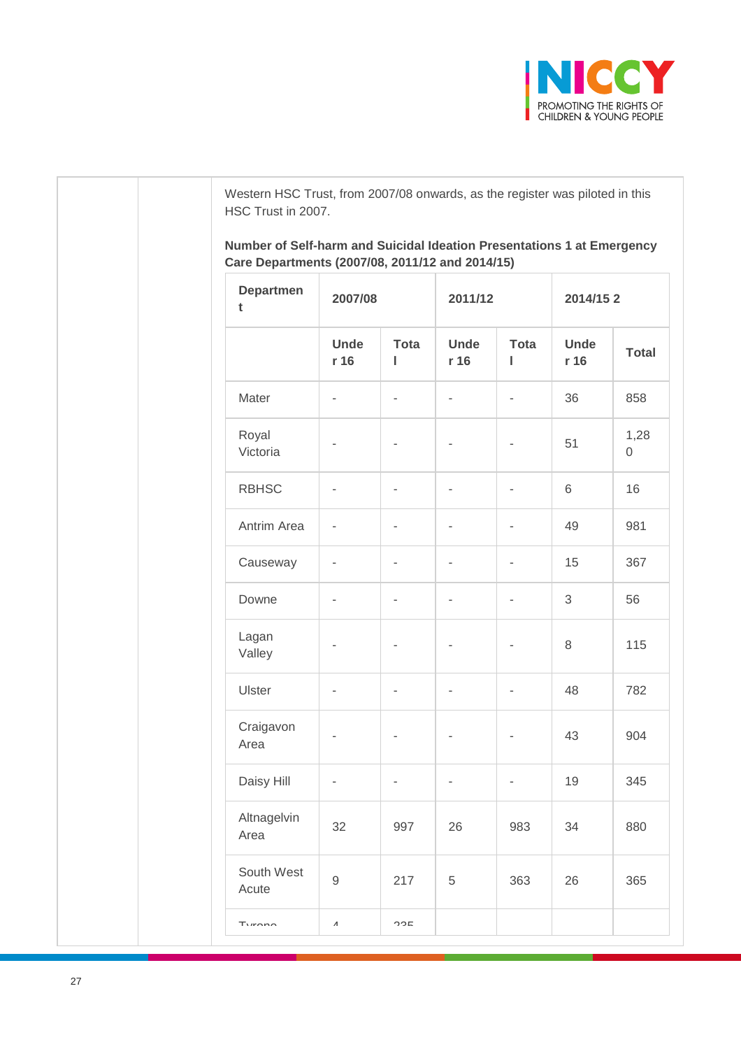Western HSC Trust, from 2007/08 onwards, as the register was piloted in this HSC Trust in 2007.

**Number of Self-harm and Suicidal Ideation Presentations 1 at Emergency Care Departments (2007/08, 2011/12 and 2014/15)**

| Department | 2007/08 | | 2011/12 | | 2014/15 2 | |
|---|---|---|---|---|---|---|
| | Under 16 | Total | Under 16 | Total | Under 16 | Total |
| Mater | - | - | - | - | 36 | 858 |
| Royal Victoria | - | - | - | - | 51 | 1,280 |
| RBHSC | - | - | - | - | 6 | 16 |
| Antrim Area | - | - | - | - | 49 | 981 |
| Causeway | - | - | - | - | 15 | 367 |
| Downe | - | - | - | - | 3 | 56 |
| Lagan Valley | - | - | - | - | 8 | 115 |
| Ulster | - | - | - | - | 48 | 782 |
| Craigavon Area | - | - | - | - | 43 | 904 |
| Daisy Hill | - | - | - | - | 19 | 345 |
| Altnagelvin Area | 32 | 997 | 26 | 983 | 34 | 880 |
| South West Acute | 9 | 217 | 5 | 363 | 26 | 365 |
| Tyrone | 4 | 235 | | | | |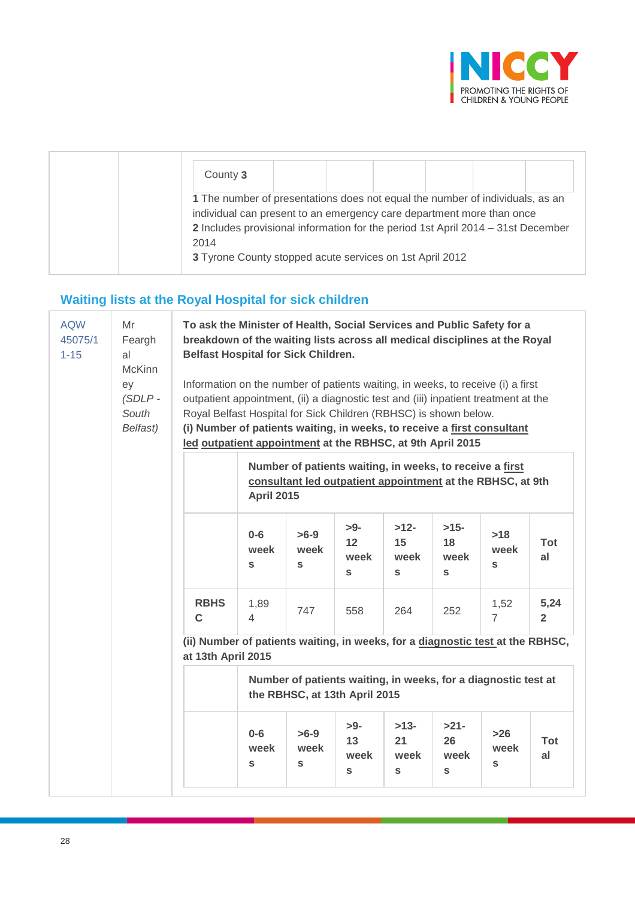| | | County 3 | | | | | | |
|---|---|---|---|---|---|---|---|---|

**1** The number of presentations does not equal the number of individuals, as an individual can present to an emergency care department more than once
**2** Includes provisional information for the period 1st April 2014 – 31st December 2014
**3** Tyrone County stopped acute services on 1st April 2012

## Waiting lists at the Royal Hospital for sick children

AQW 45075/11-15

Mr Fearghal McKinney *(SDLP - South Belfast)*

**To ask the Minister of Health, Social Services and Public Safety for a breakdown of the waiting lists across all medical disciplines at the Royal Belfast Hospital for Sick Children.**

Information on the number of patients waiting, in weeks, to receive (i) a first outpatient appointment, (ii) a diagnostic test and (iii) inpatient treatment at the Royal Belfast Hospital for Sick Children (RBHSC) is shown below.

**(i) Number of patients waiting, in weeks, to receive a first consultant led outpatient appointment at the RBHSC, at 9th April 2015**

| | Number of patients waiting, in weeks, to receive a first consultant led outpatient appointment at the RBHSC, at 9th April 2015 | | | | | | |
|---|---|---|---|---|---|---|---|
| | **0-6 weeks** | **>6-9 weeks** | **>9-12 weeks** | **>12-15 weeks** | **>15-18 weeks** | **>18 weeks** | **Total** |
| **RBHSC** | 1,894 | 747 | 558 | 264 | 252 | 1,527 | **5,242** |

**(ii) Number of patients waiting, in weeks, for a diagnostic test at the RBHSC, at 13th April 2015**

| | Number of patients waiting, in weeks, for a diagnostic test at the RBHSC, at 13th April 2015 | | | | | | |
|---|---|---|---|---|---|---|---|
| | **0-6 weeks** | **>6-9 weeks** | **>9-13 weeks** | **>13-21 weeks** | **>21-26 weeks** | **>26 weeks** | **Total** |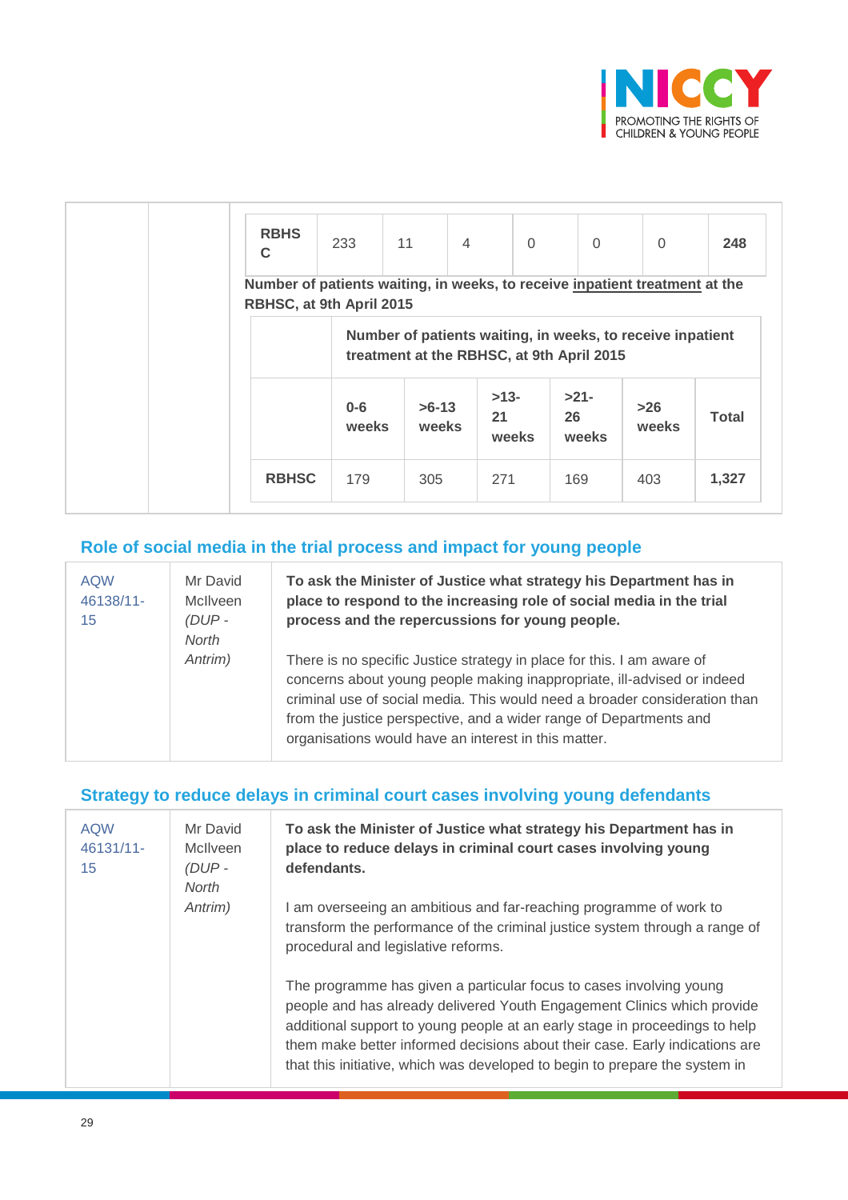| RBHSC | 233 | 11 | 4 | 0 | 0 | 0 | **248** |
|---|---|---|---|---|---|---|---|

**Number of patients waiting, in weeks, to receive inpatient treatment at the RBHSC, at 9th April 2015**

| | **Number of patients waiting, in weeks, to receive inpatient treatment at the RBHSC, at 9th April 2015** | | | | | |
|---|---|---|---|---|---|---|
| | **0-6 weeks** | **>6-13 weeks** | **>13-21 weeks** | **>21-26 weeks** | **>26 weeks** | **Total** |
| **RBHSC** | 179 | 305 | 271 | 169 | 403 | **1,327** |

## Role of social media in the trial process and impact for young people

| AQW 46138/11-15 | Mr David McIlveen *(DUP - North Antrim)* | **To ask the Minister of Justice what strategy his Department has in place to respond to the increasing role of social media in the trial process and the repercussions for young people.**<br><br>There is no specific Justice strategy in place for this. I am aware of concerns about young people making inappropriate, ill-advised or indeed criminal use of social media. This would need a broader consideration than from the justice perspective, and a wider range of Departments and organisations would have an interest in this matter. |
|---|---|---|

## Strategy to reduce delays in criminal court cases involving young defendants

| AQW 46131/11-15 | Mr David McIlveen *(DUP - North Antrim)* | **To ask the Minister of Justice what strategy his Department has in place to reduce delays in criminal court cases involving young defendants.**<br><br>I am overseeing an ambitious and far-reaching programme of work to transform the performance of the criminal justice system through a range of procedural and legislative reforms.<br><br>The programme has given a particular focus to cases involving young people and has already delivered Youth Engagement Clinics which provide additional support to young people at an early stage in proceedings to help them make better informed decisions about their case. Early indications are that this initiative, which was developed to begin to prepare the system in |
|---|---|---|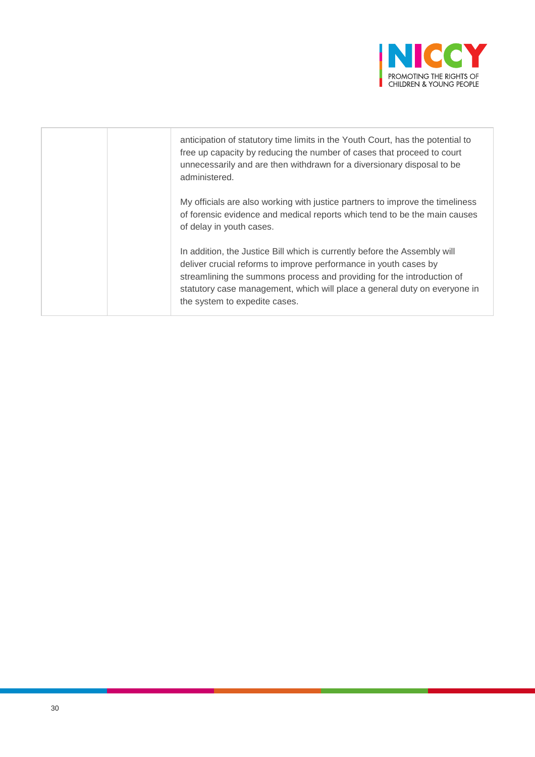| | | |
|---|---|---|
| | | anticipation of statutory time limits in the Youth Court, has the potential to free up capacity by reducing the number of cases that proceed to court unnecessarily and are then withdrawn for a diversionary disposal to be administered.<br><br>My officials are also working with justice partners to improve the timeliness of forensic evidence and medical reports which tend to be the main causes of delay in youth cases.<br><br>In addition, the Justice Bill which is currently before the Assembly will deliver crucial reforms to improve performance in youth cases by streamlining the summons process and providing for the introduction of statutory case management, which will place a general duty on everyone in the system to expedite cases. |